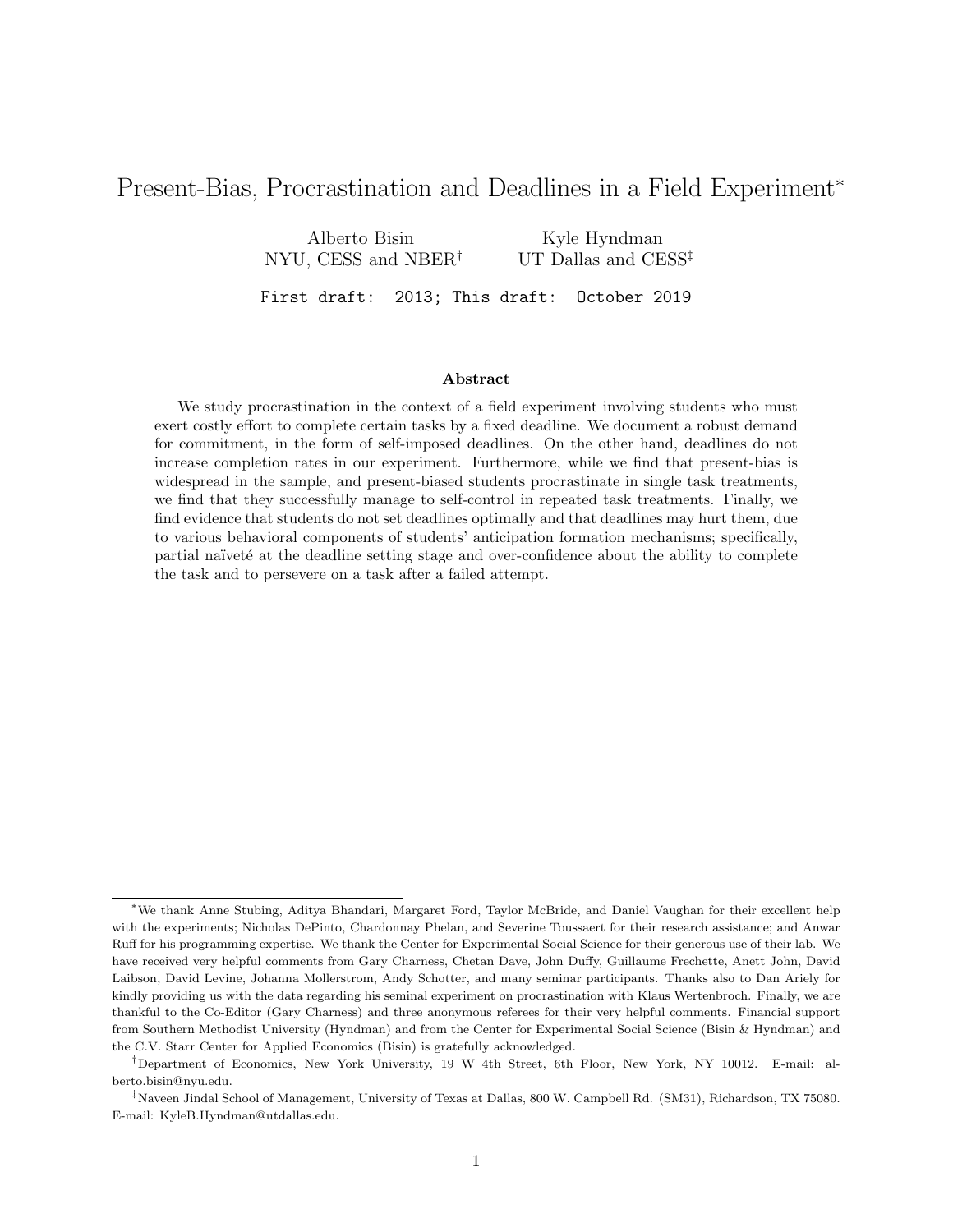# Present-Bias, Procrastination and Deadlines in a Field Experiment[*]

Alberto Bisin
NYU, CESS and NBER[†]

Kyle Hyndman
UT Dallas and CESS[‡]

First draft: 2013; This draft: October 2019

### Abstract

We study procrastination in the context of a field experiment involving students who must exert costly effort to complete certain tasks by a fixed deadline. We document a robust demand for commitment, in the form of self-imposed deadlines. On the other hand, deadlines do not increase completion rates in our experiment. Furthermore, while we find that present-bias is widespread in the sample, and present-biased students procrastinate in single task treatments, we find that they successfully manage to self-control in repeated task treatments. Finally, we find evidence that students do not set deadlines optimally and that deadlines may hurt them, due to various behavioral components of students' anticipation formation mechanisms; specifically, partial naïveté at the deadline setting stage and over-confidence about the ability to complete the task and to persevere on a task after a failed attempt.

---

[*] We thank Anne Stubing, Aditya Bhandari, Margaret Ford, Taylor McBride, and Daniel Vaughan for their excellent help with the experiments; Nicholas DePinto, Chardonnay Phelan, and Severine Toussaert for their research assistance; and Anwar Ruff for his programming expertise. We thank the Center for Experimental Social Science for their generous use of their lab. We have received very helpful comments from Gary Charness, Chetan Dave, John Duffy, Guillaume Frechette, Anett John, David Laibson, David Levine, Johanna Mollerstrom, Andy Schotter, and many seminar participants. Thanks also to Dan Ariely for kindly providing us with the data regarding his seminal experiment on procrastination with Klaus Wertenbroch. Finally, we are thankful to the Co-Editor (Gary Charness) and three anonymous referees for their very helpful comments. Financial support from Southern Methodist University (Hyndman) and from the Center for Experimental Social Science (Bisin & Hyndman) and the C.V. Starr Center for Applied Economics (Bisin) is gratefully acknowledged.

[†] Department of Economics, New York University, 19 W 4th Street, 6th Floor, New York, NY 10012. E-mail: alberto.bisin@nyu.edu.

[‡] Naveen Jindal School of Management, University of Texas at Dallas, 800 W. Campbell Rd. (SM31), Richardson, TX 75080. E-mail: KyleB.Hyndman@utdallas.edu.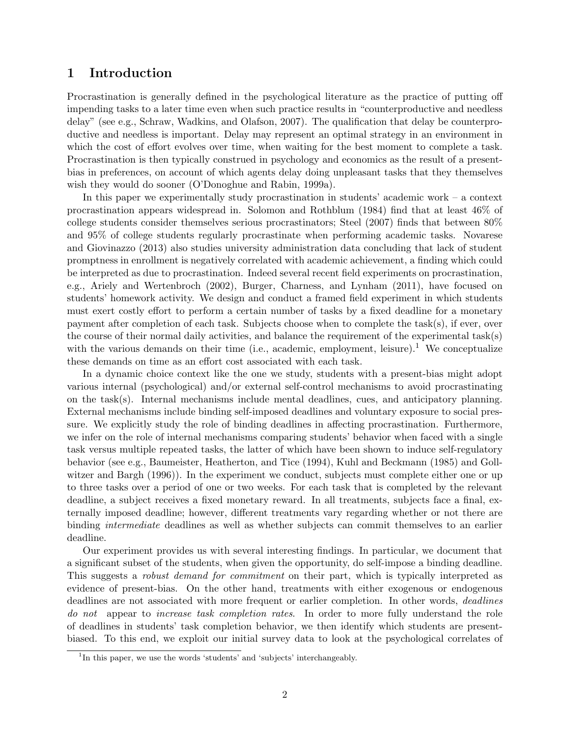# 1 Introduction

Procrastination is generally defined in the psychological literature as the practice of putting off impending tasks to a later time even when such practice results in "counterproductive and needless delay" (see e.g., Schraw, Wadkins, and Olafson, 2007). The qualification that delay be counterproductive and needless is important. Delay may represent an optimal strategy in an environment in which the cost of effort evolves over time, when waiting for the best moment to complete a task. Procrastination is then typically construed in psychology and economics as the result of a present-bias in preferences, on account of which agents delay doing unpleasant tasks that they themselves wish they would do sooner (O'Donoghue and Rabin, 1999a).

In this paper we experimentally study procrastination in students' academic work – a context procrastination appears widespread in. Solomon and Rothblum (1984) find that at least 46% of college students consider themselves serious procrastinators; Steel (2007) finds that between 80% and 95% of college students regularly procrastinate when performing academic tasks. Novarese and Giovinazzo (2013) also studies university administration data concluding that lack of student promptness in enrollment is negatively correlated with academic achievement, a finding which could be interpreted as due to procrastination. Indeed several recent field experiments on procrastination, e.g., Ariely and Wertenbroch (2002), Burger, Charness, and Lynham (2011), have focused on students' homework activity. We design and conduct a framed field experiment in which students must exert costly effort to perform a certain number of tasks by a fixed deadline for a monetary payment after completion of each task. Subjects choose when to complete the task(s), if ever, over the course of their normal daily activities, and balance the requirement of the experimental task(s) with the various demands on their time (i.e., academic, employment, leisure).[1] We conceptualize these demands on time as an effort cost associated with each task.

In a dynamic choice context like the one we study, students with a present-bias might adopt various internal (psychological) and/or external self-control mechanisms to avoid procrastinating on the task(s). Internal mechanisms include mental deadlines, cues, and anticipatory planning. External mechanisms include binding self-imposed deadlines and voluntary exposure to social pressure. We explicitly study the role of binding deadlines in affecting procrastination. Furthermore, we infer on the role of internal mechanisms comparing students' behavior when faced with a single task versus multiple repeated tasks, the latter of which have been shown to induce self-regulatory behavior (see e.g., Baumeister, Heatherton, and Tice (1994), Kuhl and Beckmann (1985) and Gollwitzer and Bargh (1996)). In the experiment we conduct, subjects must complete either one or up to three tasks over a period of one or two weeks. For each task that is completed by the relevant deadline, a subject receives a fixed monetary reward. In all treatments, subjects face a final, externally imposed deadline; however, different treatments vary regarding whether or not there are binding *intermediate* deadlines as well as whether subjects can commit themselves to an earlier deadline.

Our experiment provides us with several interesting findings. In particular, we document that a significant subset of the students, when given the opportunity, do self-impose a binding deadline. This suggests a *robust demand for commitment* on their part, which is typically interpreted as evidence of present-bias. On the other hand, treatments with either exogenous or endogenous deadlines are not associated with more frequent or earlier completion. In other words, *deadlines do not* appear to *increase task completion rates*. In order to more fully understand the role of deadlines in students' task completion behavior, we then identify which students are present-biased. To this end, we exploit our initial survey data to look at the psychological correlates of

[1] In this paper, we use the words 'students' and 'subjects' interchangeably.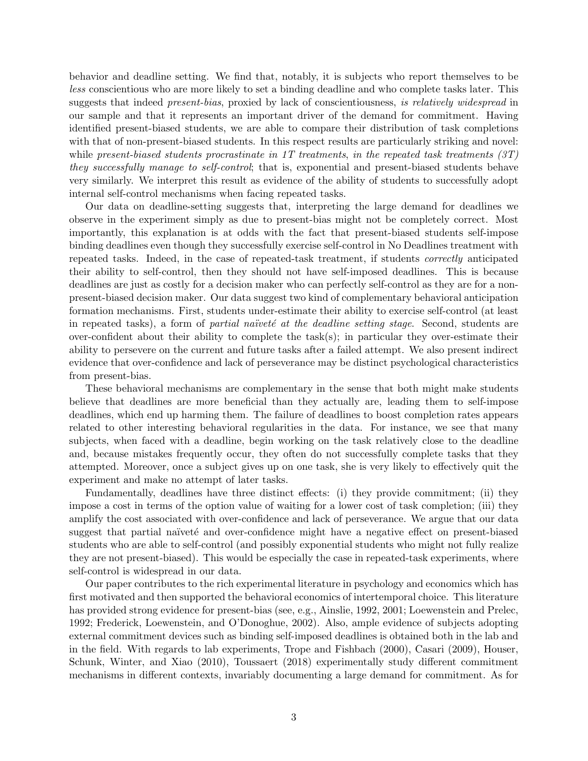behavior and deadline setting. We find that, notably, it is subjects who report themselves to be *less* conscientious who are more likely to set a binding deadline and who complete tasks later. This suggests that indeed *present-bias*, proxied by lack of conscientiousness, *is relatively widespread* in our sample and that it represents an important driver of the demand for commitment. Having identified present-biased students, we are able to compare their distribution of task completions with that of non-present-biased students. In this respect results are particularly striking and novel: while *present-biased students procrastinate in 1T treatments*, *in the repeated task treatments (3T) they successfully manage to self-control*; that is, exponential and present-biased students behave very similarly. We interpret this result as evidence of the ability of students to successfully adopt internal self-control mechanisms when facing repeated tasks.

Our data on deadline-setting suggests that, interpreting the large demand for deadlines we observe in the experiment simply as due to present-bias might not be completely correct. Most importantly, this explanation is at odds with the fact that present-biased students self-impose binding deadlines even though they successfully exercise self-control in No Deadlines treatment with repeated tasks. Indeed, in the case of repeated-task treatment, if students *correctly* anticipated their ability to self-control, then they should not have self-imposed deadlines. This is because deadlines are just as costly for a decision maker who can perfectly self-control as they are for a non-present-biased decision maker. Our data suggest two kind of complementary behavioral anticipation formation mechanisms. First, students under-estimate their ability to exercise self-control (at least in repeated tasks), a form of *partial naïveté at the deadline setting stage*. Second, students are over-confident about their ability to complete the task(s); in particular they over-estimate their ability to persevere on the current and future tasks after a failed attempt. We also present indirect evidence that over-confidence and lack of perseverance may be distinct psychological characteristics from present-bias.

These behavioral mechanisms are complementary in the sense that both might make students believe that deadlines are more beneficial than they actually are, leading them to self-impose deadlines, which end up harming them. The failure of deadlines to boost completion rates appears related to other interesting behavioral regularities in the data. For instance, we see that many subjects, when faced with a deadline, begin working on the task relatively close to the deadline and, because mistakes frequently occur, they often do not successfully complete tasks that they attempted. Moreover, once a subject gives up on one task, she is very likely to effectively quit the experiment and make no attempt of later tasks.

Fundamentally, deadlines have three distinct effects: (i) they provide commitment; (ii) they impose a cost in terms of the option value of waiting for a lower cost of task completion; (iii) they amplify the cost associated with over-confidence and lack of perseverance. We argue that our data suggest that partial naïveté and over-confidence might have a negative effect on present-biased students who are able to self-control (and possibly exponential students who might not fully realize they are not present-biased). This would be especially the case in repeated-task experiments, where self-control is widespread in our data.

Our paper contributes to the rich experimental literature in psychology and economics which has first motivated and then supported the behavioral economics of intertemporal choice. This literature has provided strong evidence for present-bias (see, e.g., Ainslie, 1992, 2001; Loewenstein and Prelec, 1992; Frederick, Loewenstein, and O'Donoghue, 2002). Also, ample evidence of subjects adopting external commitment devices such as binding self-imposed deadlines is obtained both in the lab and in the field. With regards to lab experiments, Trope and Fishbach (2000), Casari (2009), Houser, Schunk, Winter, and Xiao (2010), Toussaert (2018) experimentally study different commitment mechanisms in different contexts, invariably documenting a large demand for commitment. As for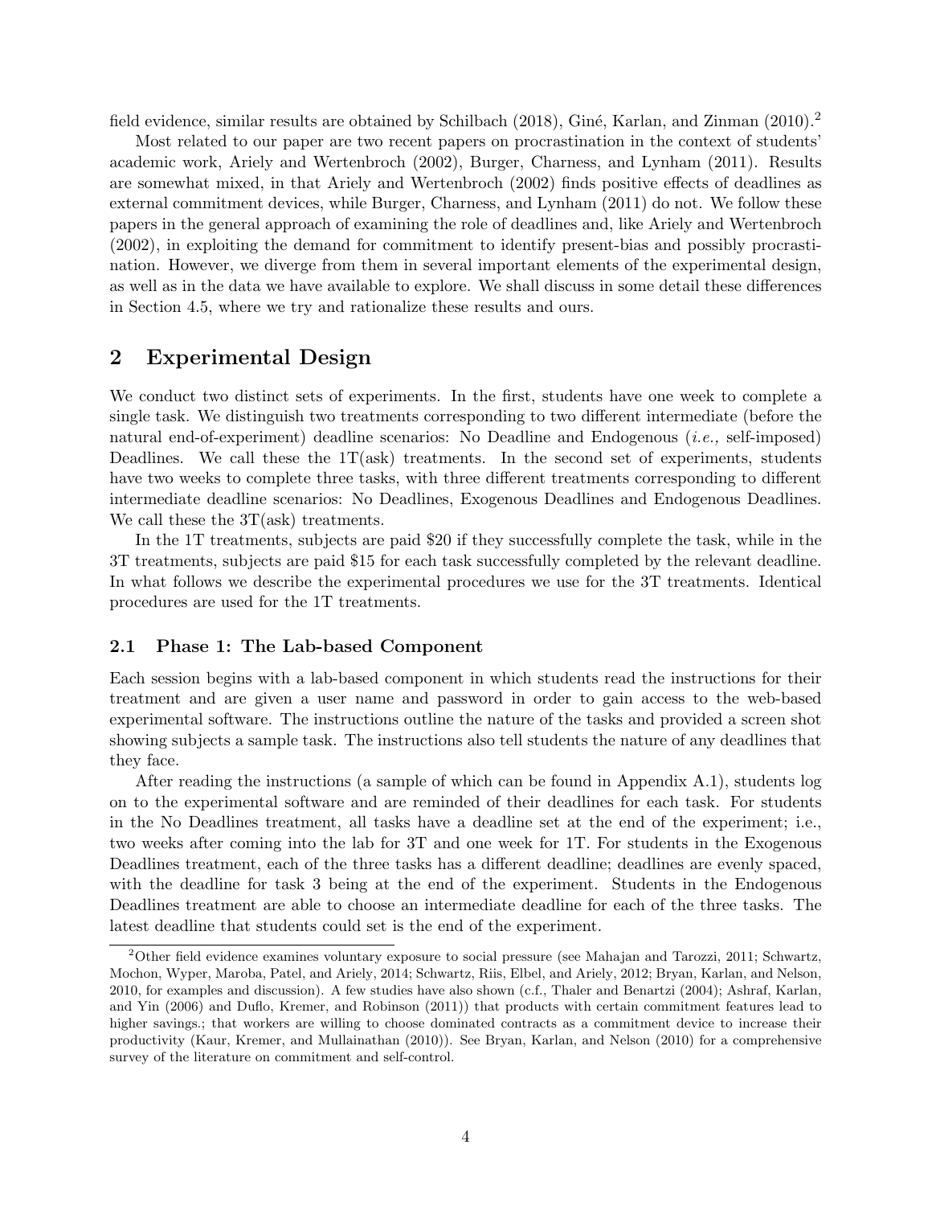field evidence, similar results are obtained by Schilbach (2018), Giné, Karlan, and Zinman (2010).[2]

Most related to our paper are two recent papers on procrastination in the context of students' academic work, Ariely and Wertenbroch (2002), Burger, Charness, and Lynham (2011). Results are somewhat mixed, in that Ariely and Wertenbroch (2002) finds positive effects of deadlines as external commitment devices, while Burger, Charness, and Lynham (2011) do not. We follow these papers in the general approach of examining the role of deadlines and, like Ariely and Wertenbroch (2002), in exploiting the demand for commitment to identify present-bias and possibly procrastination. However, we diverge from them in several important elements of the experimental design, as well as in the data we have available to explore. We shall discuss in some detail these differences in Section 4.5, where we try and rationalize these results and ours.

# 2 Experimental Design

We conduct two distinct sets of experiments. In the first, students have one week to complete a single task. We distinguish two treatments corresponding to two different intermediate (before the natural end-of-experiment) deadline scenarios: No Deadline and Endogenous (*i.e.,* self-imposed) Deadlines. We call these the 1T(ask) treatments. In the second set of experiments, students have two weeks to complete three tasks, with three different treatments corresponding to different intermediate deadline scenarios: No Deadlines, Exogenous Deadlines and Endogenous Deadlines. We call these the 3T(ask) treatments.

In the 1T treatments, subjects are paid \$20 if they successfully complete the task, while in the 3T treatments, subjects are paid \$15 for each task successfully completed by the relevant deadline. In what follows we describe the experimental procedures we use for the 3T treatments. Identical procedures are used for the 1T treatments.

## 2.1 Phase 1: The Lab-based Component

Each session begins with a lab-based component in which students read the instructions for their treatment and are given a user name and password in order to gain access to the web-based experimental software. The instructions outline the nature of the tasks and provided a screen shot showing subjects a sample task. The instructions also tell students the nature of any deadlines that they face.

After reading the instructions (a sample of which can be found in Appendix A.1), students log on to the experimental software and are reminded of their deadlines for each task. For students in the No Deadlines treatment, all tasks have a deadline set at the end of the experiment; i.e., two weeks after coming into the lab for 3T and one week for 1T. For students in the Exogenous Deadlines treatment, each of the three tasks has a different deadline; deadlines are evenly spaced, with the deadline for task 3 being at the end of the experiment. Students in the Endogenous Deadlines treatment are able to choose an intermediate deadline for each of the three tasks. The latest deadline that students could set is the end of the experiment.

[2]Other field evidence examines voluntary exposure to social pressure (see Mahajan and Tarozzi, 2011; Schwartz, Mochon, Wyper, Maroba, Patel, and Ariely, 2014; Schwartz, Riis, Elbel, and Ariely, 2012; Bryan, Karlan, and Nelson, 2010, for examples and discussion). A few studies have also shown (c.f., Thaler and Benartzi (2004); Ashraf, Karlan, and Yin (2006) and Duflo, Kremer, and Robinson (2011)) that products with certain commitment features lead to higher savings.; that workers are willing to choose dominated contracts as a commitment device to increase their productivity (Kaur, Kremer, and Mullainathan (2010)). See Bryan, Karlan, and Nelson (2010) for a comprehensive survey of the literature on commitment and self-control.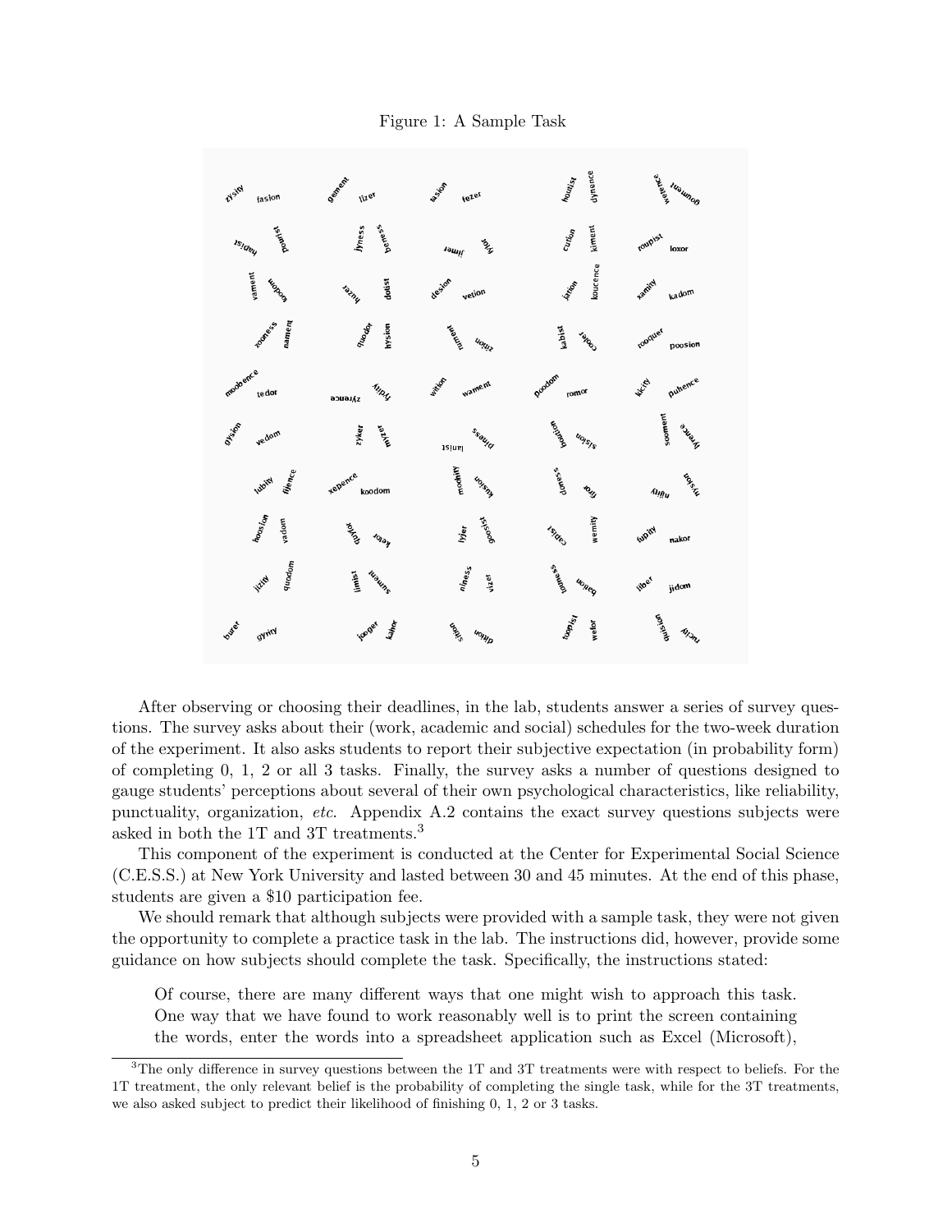Figure 1: A Sample Task

After observing or choosing their deadlines, in the lab, students answer a series of survey questions. The survey asks about their (work, academic and social) schedules for the two-week duration of the experiment. It also asks students to report their subjective expectation (in probability form) of completing 0, 1, 2 or all 3 tasks. Finally, the survey asks a number of questions designed to gauge students' perceptions about several of their own psychological characteristics, like reliability, punctuality, organization, *etc.* Appendix A.2 contains the exact survey questions subjects were asked in both the 1T and 3T treatments.[3]

This component of the experiment is conducted at the Center for Experimental Social Science (C.E.S.S.) at New York University and lasted between 30 and 45 minutes. At the end of this phase, students are given a \$10 participation fee.

We should remark that although subjects were provided with a sample task, they were not given the opportunity to complete a practice task in the lab. The instructions did, however, provide some guidance on how subjects should complete the task. Specifically, the instructions stated:

> Of course, there are many different ways that one might wish to approach this task. One way that we have found to work reasonably well is to print the screen containing the words, enter the words into a spreadsheet application such as Excel (Microsoft),

[3] The only difference in survey questions between the 1T and 3T treatments were with respect to beliefs. For the 1T treatment, the only relevant belief is the probability of completing the single task, while for the 3T treatments, we also asked subject to predict their likelihood of finishing 0, 1, 2 or 3 tasks.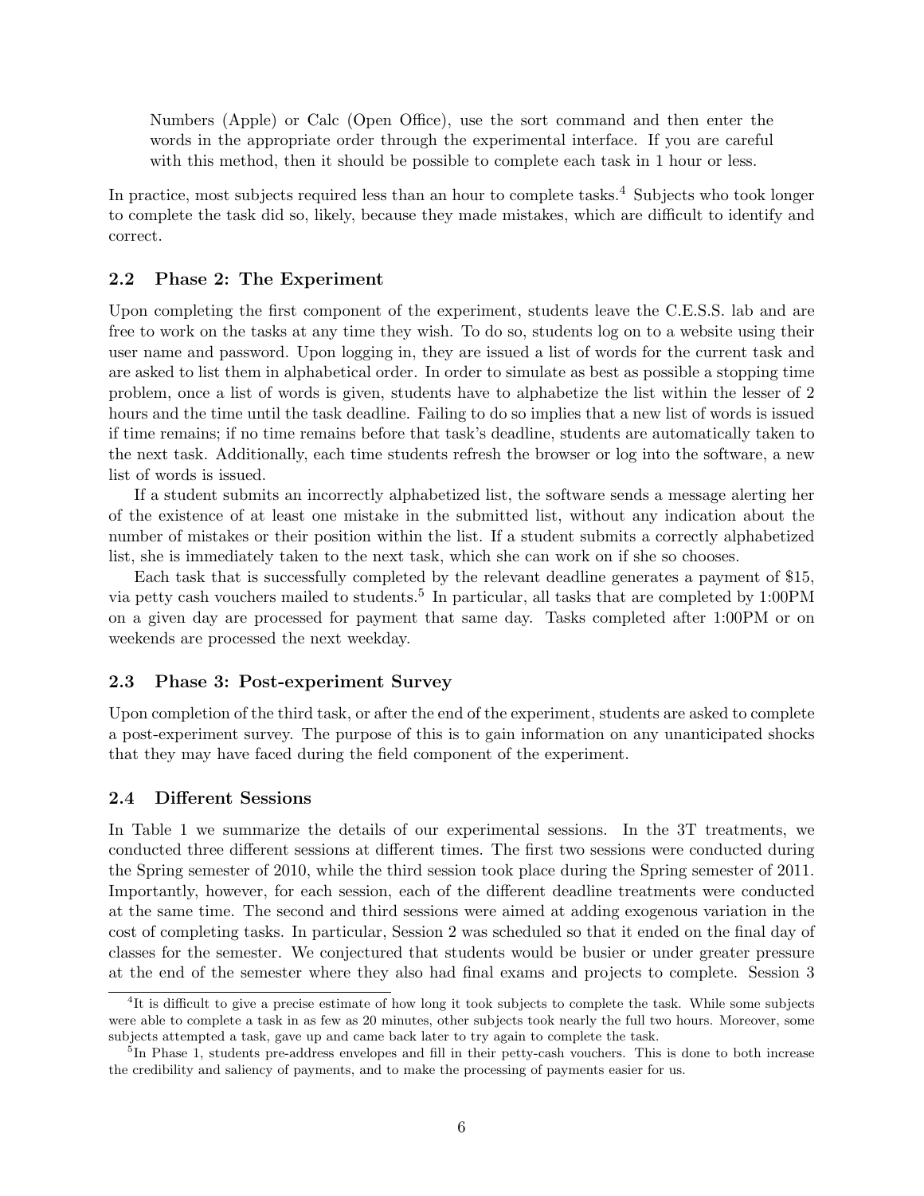> Numbers (Apple) or Calc (Open Office), use the sort command and then enter the words in the appropriate order through the experimental interface. If you are careful with this method, then it should be possible to complete each task in 1 hour or less.

In practice, most subjects required less than an hour to complete tasks.[4] Subjects who took longer to complete the task did so, likely, because they made mistakes, which are difficult to identify and correct.

### 2.2 Phase 2: The Experiment

Upon completing the first component of the experiment, students leave the C.E.S.S. lab and are free to work on the tasks at any time they wish. To do so, students log on to a website using their user name and password. Upon logging in, they are issued a list of words for the current task and are asked to list them in alphabetical order. In order to simulate as best as possible a stopping time problem, once a list of words is given, students have to alphabetize the list within the lesser of 2 hours and the time until the task deadline. Failing to do so implies that a new list of words is issued if time remains; if no time remains before that task's deadline, students are automatically taken to the next task. Additionally, each time students refresh the browser or log into the software, a new list of words is issued.

If a student submits an incorrectly alphabetized list, the software sends a message alerting her of the existence of at least one mistake in the submitted list, without any indication about the number of mistakes or their position within the list. If a student submits a correctly alphabetized list, she is immediately taken to the next task, which she can work on if she so chooses.

Each task that is successfully completed by the relevant deadline generates a payment of $15, via petty cash vouchers mailed to students.[5] In particular, all tasks that are completed by 1:00PM on a given day are processed for payment that same day. Tasks completed after 1:00PM or on weekends are processed the next weekday.

### 2.3 Phase 3: Post-experiment Survey

Upon completion of the third task, or after the end of the experiment, students are asked to complete a post-experiment survey. The purpose of this is to gain information on any unanticipated shocks that they may have faced during the field component of the experiment.

### 2.4 Different Sessions

In Table 1 we summarize the details of our experimental sessions. In the 3T treatments, we conducted three different sessions at different times. The first two sessions were conducted during the Spring semester of 2010, while the third session took place during the Spring semester of 2011. Importantly, however, for each session, each of the different deadline treatments were conducted at the same time. The second and third sessions were aimed at adding exogenous variation in the cost of completing tasks. In particular, Session 2 was scheduled so that it ended on the final day of classes for the semester. We conjectured that students would be busier or under greater pressure at the end of the semester where they also had final exams and projects to complete. Session 3

---

[4] It is difficult to give a precise estimate of how long it took subjects to complete the task. While some subjects were able to complete a task in as few as 20 minutes, other subjects took nearly the full two hours. Moreover, some subjects attempted a task, gave up and came back later to try again to complete the task.

[5] In Phase 1, students pre-address envelopes and fill in their petty-cash vouchers. This is done to both increase the credibility and saliency of payments, and to make the processing of payments easier for us.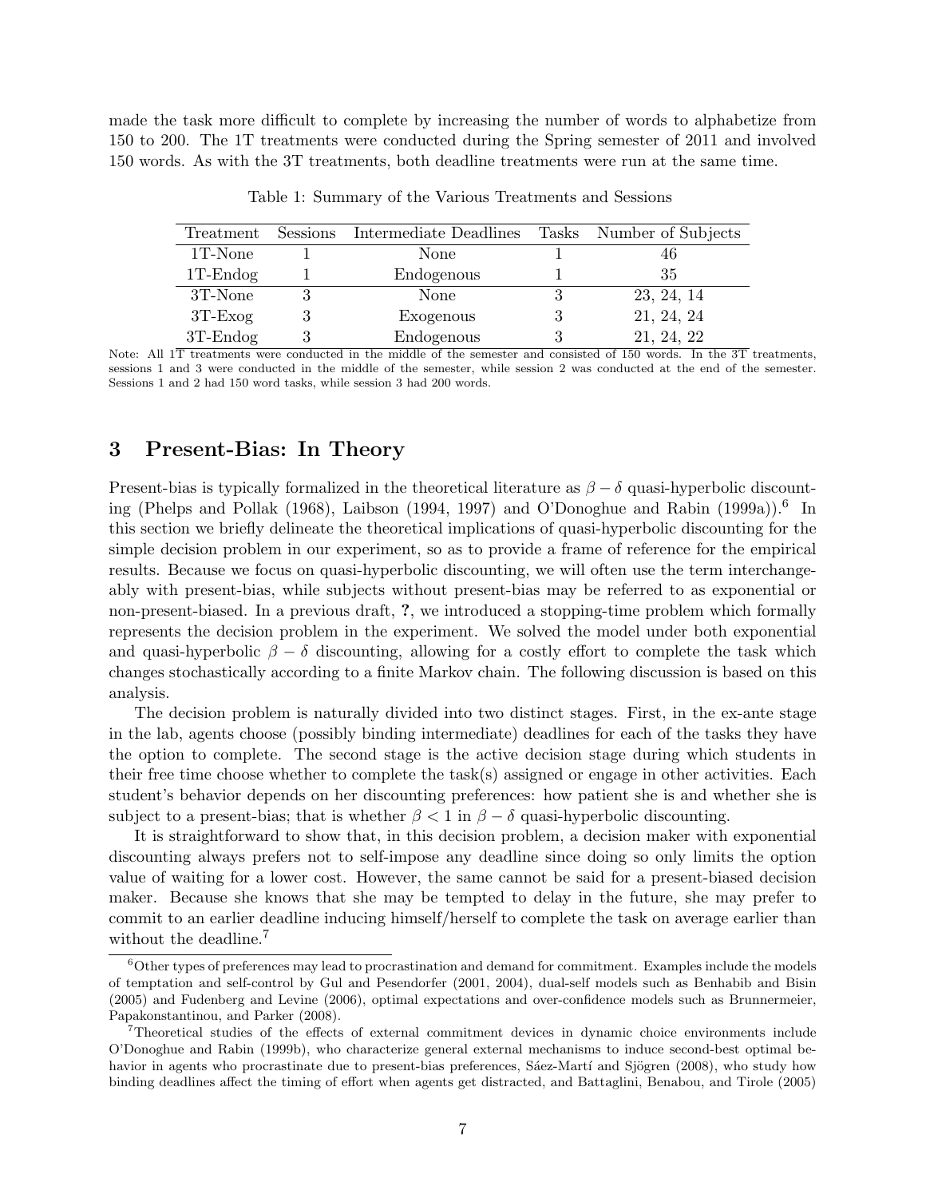made the task more difficult to complete by increasing the number of words to alphabetize from 150 to 200. The 1T treatments were conducted during the Spring semester of 2011 and involved 150 words. As with the 3T treatments, both deadline treatments were run at the same time.

Table 1: Summary of the Various Treatments and Sessions

| Treatment | Sessions | Intermediate Deadlines | Tasks | Number of Subjects |
|---|---|---|---|---|
| 1T-None | 1 | None | 1 | 46 |
| 1T-Endog | 1 | Endogenous | 1 | 35 |
| 3T-None | 3 | None | 3 | 23, 24, 14 |
| 3T-Exog | 3 | Exogenous | 3 | 21, 24, 24 |
| 3T-Endog | 3 | Endogenous | 3 | 21, 24, 22 |

Note: All 1T treatments were conducted in the middle of the semester and consisted of 150 words. In the 3T treatments, sessions 1 and 3 were conducted in the middle of the semester, while session 2 was conducted at the end of the semester. Sessions 1 and 2 had 150 word tasks, while session 3 had 200 words.

## 3 Present-Bias: In Theory

Present-bias is typically formalized in the theoretical literature as $\beta - \delta$ quasi-hyperbolic discounting (Phelps and Pollak (1968), Laibson (1994, 1997) and O'Donoghue and Rabin (1999a)).[6] In this section we briefly delineate the theoretical implications of quasi-hyperbolic discounting for the simple decision problem in our experiment, so as to provide a frame of reference for the empirical results. Because we focus on quasi-hyperbolic discounting, we will often use the term interchangeably with present-bias, while subjects without present-bias may be referred to as exponential or non-present-biased. In a previous draft, **?**, we introduced a stopping-time problem which formally represents the decision problem in the experiment. We solved the model under both exponential and quasi-hyperbolic $\beta - \delta$ discounting, allowing for a costly effort to complete the task which changes stochastically according to a finite Markov chain. The following discussion is based on this analysis.

The decision problem is naturally divided into two distinct stages. First, in the ex-ante stage in the lab, agents choose (possibly binding intermediate) deadlines for each of the tasks they have the option to complete. The second stage is the active decision stage during which students in their free time choose whether to complete the task(s) assigned or engage in other activities. Each student's behavior depends on her discounting preferences: how patient she is and whether she is subject to a present-bias; that is whether $\beta < 1$ in $\beta - \delta$ quasi-hyperbolic discounting.

It is straightforward to show that, in this decision problem, a decision maker with exponential discounting always prefers not to self-impose any deadline since doing so only limits the option value of waiting for a lower cost. However, the same cannot be said for a present-biased decision maker. Because she knows that she may be tempted to delay in the future, she may prefer to commit to an earlier deadline inducing himself/herself to complete the task on average earlier than without the deadline.[7]

[6] Other types of preferences may lead to procrastination and demand for commitment. Examples include the models of temptation and self-control by Gul and Pesendorfer (2001, 2004), dual-self models such as Benhabib and Bisin (2005) and Fudenberg and Levine (2006), optimal expectations and over-confidence models such as Brunnermeier, Papakonstantinou, and Parker (2008).

[7] Theoretical studies of the effects of external commitment devices in dynamic choice environments include O'Donoghue and Rabin (1999b), who characterize general external mechanisms to induce second-best optimal behavior in agents who procrastinate due to present-bias preferences, Sáez-Martí and Sjögren (2008), who study how binding deadlines affect the timing of effort when agents get distracted, and Battaglini, Benabou, and Tirole (2005)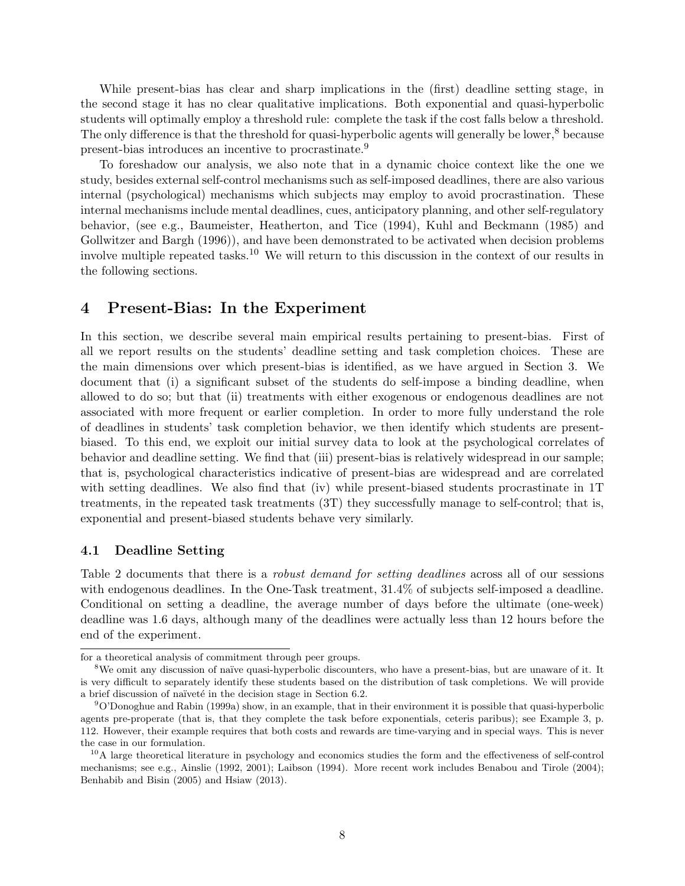While present-bias has clear and sharp implications in the (first) deadline setting stage, in the second stage it has no clear qualitative implications. Both exponential and quasi-hyperbolic students will optimally employ a threshold rule: complete the task if the cost falls below a threshold. The only difference is that the threshold for quasi-hyperbolic agents will generally be lower,[8] because present-bias introduces an incentive to procrastinate.[9]

To foreshadow our analysis, we also note that in a dynamic choice context like the one we study, besides external self-control mechanisms such as self-imposed deadlines, there are also various internal (psychological) mechanisms which subjects may employ to avoid procrastination. These internal mechanisms include mental deadlines, cues, anticipatory planning, and other self-regulatory behavior, (see e.g., Baumeister, Heatherton, and Tice (1994), Kuhl and Beckmann (1985) and Gollwitzer and Bargh (1996)), and have been demonstrated to be activated when decision problems involve multiple repeated tasks.[10] We will return to this discussion in the context of our results in the following sections.

# 4 Present-Bias: In the Experiment

In this section, we describe several main empirical results pertaining to present-bias. First of all we report results on the students' deadline setting and task completion choices. These are the main dimensions over which present-bias is identified, as we have argued in Section 3. We document that (i) a significant subset of the students do self-impose a binding deadline, when allowed to do so; but that (ii) treatments with either exogenous or endogenous deadlines are not associated with more frequent or earlier completion. In order to more fully understand the role of deadlines in students' task completion behavior, we then identify which students are present-biased. To this end, we exploit our initial survey data to look at the psychological correlates of behavior and deadline setting. We find that (iii) present-bias is relatively widespread in our sample; that is, psychological characteristics indicative of present-bias are widespread and are correlated with setting deadlines. We also find that (iv) while present-biased students procrastinate in 1T treatments, in the repeated task treatments (3T) they successfully manage to self-control; that is, exponential and present-biased students behave very similarly.

## 4.1 Deadline Setting

Table 2 documents that there is a *robust demand for setting deadlines* across all of our sessions with endogenous deadlines. In the One-Task treatment, 31.4% of subjects self-imposed a deadline. Conditional on setting a deadline, the average number of days before the ultimate (one-week) deadline was 1.6 days, although many of the deadlines were actually less than 12 hours before the end of the experiment.

---

for a theoretical analysis of commitment through peer groups.

[8] We omit any discussion of naïve quasi-hyperbolic discounters, who have a present-bias, but are unaware of it. It is very difficult to separately identify these students based on the distribution of task completions. We will provide a brief discussion of naïveté in the decision stage in Section 6.2.

[9] O'Donoghue and Rabin (1999a) show, in an example, that in their environment it is possible that quasi-hyperbolic agents pre-properate (that is, that they complete the task before exponentials, ceteris paribus); see Example 3, p. 112. However, their example requires that both costs and rewards are time-varying and in special ways. This is never the case in our formulation.

[10] A large theoretical literature in psychology and economics studies the form and the effectiveness of self-control mechanisms; see e.g., Ainslie (1992, 2001); Laibson (1994). More recent work includes Benabou and Tirole (2004); Benhabib and Bisin (2005) and Hsiaw (2013).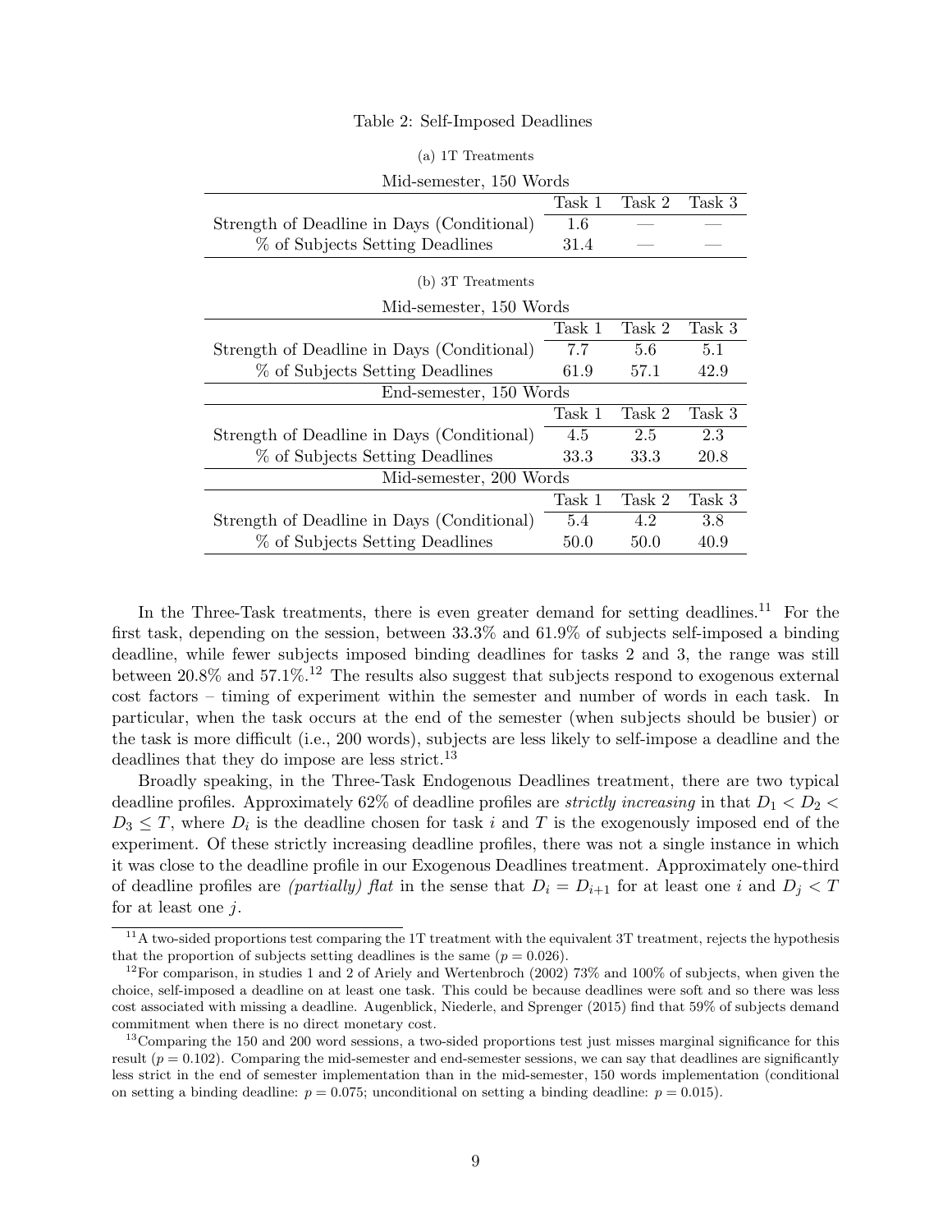Table 2: Self-Imposed Deadlines

(a) 1T Treatments

| Mid-semester, 150 Words | Task 1 | Task 2 | Task 3 |
|---|---|---|---|
| Strength of Deadline in Days (Conditional) | 1.6 | — | — |
| % of Subjects Setting Deadlines | 31.4 | — | — |

(b) 3T Treatments

| Mid-semester, 150 Words | Task 1 | Task 2 | Task 3 |
|---|---|---|---|
| Strength of Deadline in Days (Conditional) | 7.7 | 5.6 | 5.1 |
| % of Subjects Setting Deadlines | 61.9 | 57.1 | 42.9 |
| **End-semester, 150 Words** | **Task 1** | **Task 2** | **Task 3** |
| Strength of Deadline in Days (Conditional) | 4.5 | 2.5 | 2.3 |
| % of Subjects Setting Deadlines | 33.3 | 33.3 | 20.8 |
| **Mid-semester, 200 Words** | **Task 1** | **Task 2** | **Task 3** |
| Strength of Deadline in Days (Conditional) | 5.4 | 4.2 | 3.8 |
| % of Subjects Setting Deadlines | 50.0 | 50.0 | 40.9 |

In the Three-Task treatments, there is even greater demand for setting deadlines.[11] For the first task, depending on the session, between 33.3% and 61.9% of subjects self-imposed a binding deadline, while fewer subjects imposed binding deadlines for tasks 2 and 3, the range was still between 20.8% and 57.1%.[12] The results also suggest that subjects respond to exogenous external cost factors – timing of experiment within the semester and number of words in each task. In particular, when the task occurs at the end of the semester (when subjects should be busier) or the task is more difficult (i.e., 200 words), subjects are less likely to self-impose a deadline and the deadlines that they do impose are less strict.[13]

Broadly speaking, in the Three-Task Endogenous Deadlines treatment, there are two typical deadline profiles. Approximately 62% of deadline profiles are *strictly increasing* in that $D_1 < D_2 < D_3 \leq T$, where $D_i$ is the deadline chosen for task $i$ and $T$ is the exogenously imposed end of the experiment. Of these strictly increasing deadline profiles, there was not a single instance in which it was close to the deadline profile in our Exogenous Deadlines treatment. Approximately one-third of deadline profiles are *(partially) flat* in the sense that $D_i = D_{i+1}$ for at least one $i$ and $D_j < T$ for at least one $j$.

[11] A two-sided proportions test comparing the 1T treatment with the equivalent 3T treatment, rejects the hypothesis that the proportion of subjects setting deadlines is the same ($p = 0.026$).

[12] For comparison, in studies 1 and 2 of Ariely and Wertenbroch (2002) 73% and 100% of subjects, when given the choice, self-imposed a deadline on at least one task. This could be because deadlines were soft and so there was less cost associated with missing a deadline. Augenblick, Niederle, and Sprenger (2015) find that 59% of subjects demand commitment when there is no direct monetary cost.

[13] Comparing the 150 and 200 word sessions, a two-sided proportions test just misses marginal significance for this result ($p = 0.102$). Comparing the mid-semester and end-semester sessions, we can say that deadlines are significantly less strict in the end of semester implementation than in the mid-semester, 150 words implementation (conditional on setting a binding deadline: $p = 0.075$; unconditional on setting a binding deadline: $p = 0.015$).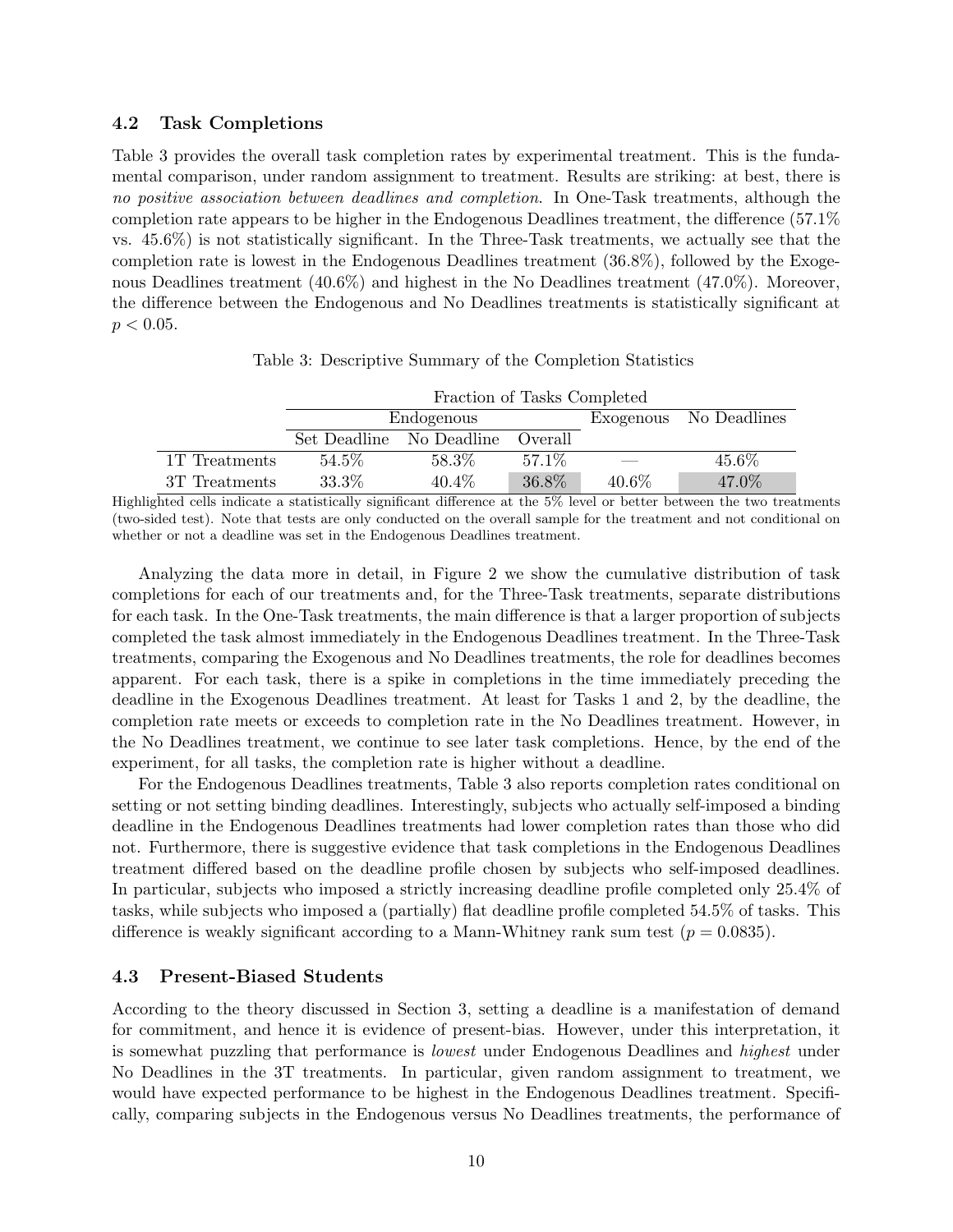### 4.2 Task Completions

Table 3 provides the overall task completion rates by experimental treatment. This is the fundamental comparison, under random assignment to treatment. Results are striking: at best, there is *no positive association between deadlines and completion*. In One-Task treatments, although the completion rate appears to be higher in the Endogenous Deadlines treatment, the difference (57.1% vs. 45.6%) is not statistically significant. In the Three-Task treatments, we actually see that the completion rate is lowest in the Endogenous Deadlines treatment (36.8%), followed by the Exogenous Deadlines treatment (40.6%) and highest in the No Deadlines treatment (47.0%). Moreover, the difference between the Endogenous and No Deadlines treatments is statistically significant at $p < 0.05$.

Table 3: Descriptive Summary of the Completion Statistics

| | Fraction of Tasks Completed | | | | |
|---|---|---|---|---|---|
| | Endogenous | | | Exogenous | No Deadlines |
| | Set Deadline | No Deadline | Overall | | |
| 1T Treatments | 54.5% | 58.3% | 57.1% | — | 45.6% |
| 3T Treatments | 33.3% | 40.4% | 36.8% | 40.6% | 47.0% |

Highlighted cells indicate a statistically significant difference at the 5% level or better between the two treatments (two-sided test). Note that tests are only conducted on the overall sample for the treatment and not conditional on whether or not a deadline was set in the Endogenous Deadlines treatment.

Analyzing the data more in detail, in Figure 2 we show the cumulative distribution of task completions for each of our treatments and, for the Three-Task treatments, separate distributions for each task. In the One-Task treatments, the main difference is that a larger proportion of subjects completed the task almost immediately in the Endogenous Deadlines treatment. In the Three-Task treatments, comparing the Exogenous and No Deadlines treatments, the role for deadlines becomes apparent. For each task, there is a spike in completions in the time immediately preceding the deadline in the Exogenous Deadlines treatment. At least for Tasks 1 and 2, by the deadline, the completion rate meets or exceeds to completion rate in the No Deadlines treatment. However, in the No Deadlines treatment, we continue to see later task completions. Hence, by the end of the experiment, for all tasks, the completion rate is higher without a deadline.

For the Endogenous Deadlines treatments, Table 3 also reports completion rates conditional on setting or not setting binding deadlines. Interestingly, subjects who actually self-imposed a binding deadline in the Endogenous Deadlines treatments had lower completion rates than those who did not. Furthermore, there is suggestive evidence that task completions in the Endogenous Deadlines treatment differed based on the deadline profile chosen by subjects who self-imposed deadlines. In particular, subjects who imposed a strictly increasing deadline profile completed only 25.4% of tasks, while subjects who imposed a (partially) flat deadline profile completed 54.5% of tasks. This difference is weakly significant according to a Mann-Whitney rank sum test ($p = 0.0835$).

### 4.3 Present-Biased Students

According to the theory discussed in Section 3, setting a deadline is a manifestation of demand for commitment, and hence it is evidence of present-bias. However, under this interpretation, it is somewhat puzzling that performance is *lowest* under Endogenous Deadlines and *highest* under No Deadlines in the 3T treatments. In particular, given random assignment to treatment, we would have expected performance to be highest in the Endogenous Deadlines treatment. Specifically, comparing subjects in the Endogenous versus No Deadlines treatments, the performance of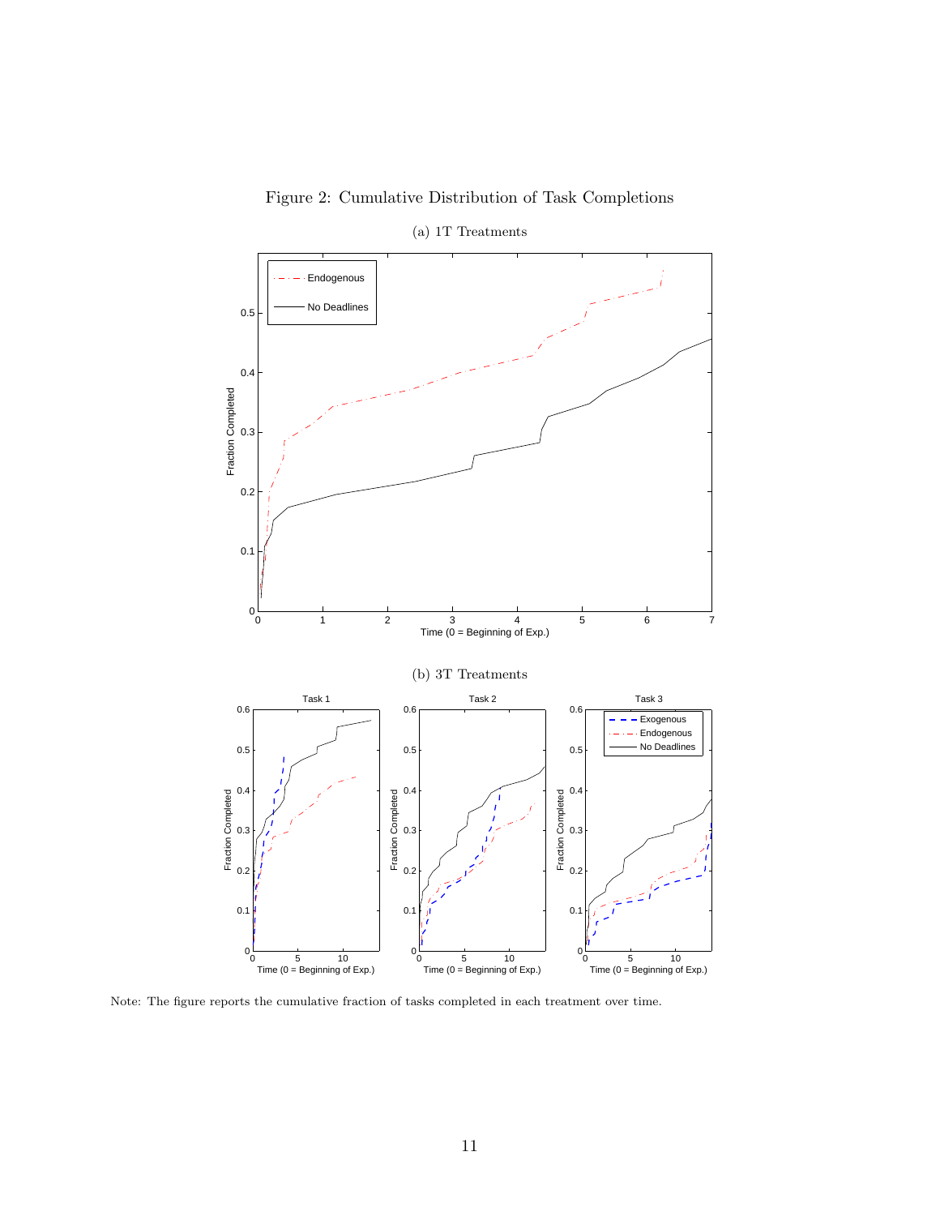Figure 2: Cumulative Distribution of Task Completions

(a) 1T Treatments

(b) 3T Treatments

Note: The figure reports the cumulative fraction of tasks completed in each treatment over time.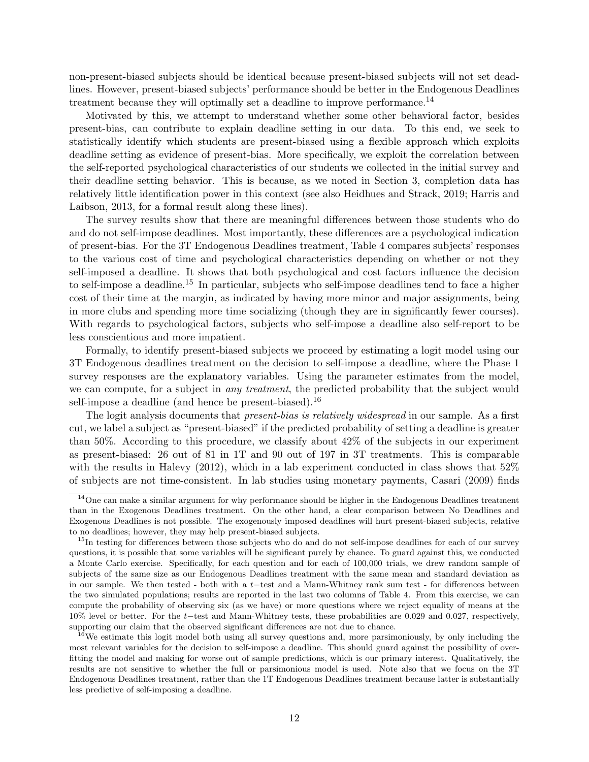non-present-biased subjects should be identical because present-biased subjects will not set deadlines. However, present-biased subjects' performance should be better in the Endogenous Deadlines treatment because they will optimally set a deadline to improve performance.[14]

Motivated by this, we attempt to understand whether some other behavioral factor, besides present-bias, can contribute to explain deadline setting in our data. To this end, we seek to statistically identify which students are present-biased using a flexible approach which exploits deadline setting as evidence of present-bias. More specifically, we exploit the correlation between the self-reported psychological characteristics of our students we collected in the initial survey and their deadline setting behavior. This is because, as we noted in Section 3, completion data has relatively little identification power in this context (see also Heidhues and Strack, 2019; Harris and Laibson, 2013, for a formal result along these lines).

The survey results show that there are meaningful differences between those students who do and do not self-impose deadlines. Most importantly, these differences are a psychological indication of present-bias. For the 3T Endogenous Deadlines treatment, Table 4 compares subjects' responses to the various cost of time and psychological characteristics depending on whether or not they self-imposed a deadline. It shows that both psychological and cost factors influence the decision to self-impose a deadline.[15] In particular, subjects who self-impose deadlines tend to face a higher cost of their time at the margin, as indicated by having more minor and major assignments, being in more clubs and spending more time socializing (though they are in significantly fewer courses). With regards to psychological factors, subjects who self-impose a deadline also self-report to be less conscientious and more impatient.

Formally, to identify present-biased subjects we proceed by estimating a logit model using our 3T Endogenous deadlines treatment on the decision to self-impose a deadline, where the Phase 1 survey responses are the explanatory variables. Using the parameter estimates from the model, we can compute, for a subject in *any treatment*, the predicted probability that the subject would self-impose a deadline (and hence be present-biased).[16]

The logit analysis documents that *present-bias is relatively widespread* in our sample. As a first cut, we label a subject as "present-biased" if the predicted probability of setting a deadline is greater than 50%. According to this procedure, we classify about 42% of the subjects in our experiment as present-biased: 26 out of 81 in 1T and 90 out of 197 in 3T treatments. This is comparable with the results in Halevy (2012), which in a lab experiment conducted in class shows that 52% of subjects are not time-consistent. In lab studies using monetary payments, Casari (2009) finds

[14] One can make a similar argument for why performance should be higher in the Endogenous Deadlines treatment than in the Exogenous Deadlines treatment. On the other hand, a clear comparison between No Deadlines and Exogenous Deadlines is not possible. The exogenously imposed deadlines will hurt present-biased subjects, relative to no deadlines; however, they may help present-biased subjects.

[15] In testing for differences between those subjects who do and do not self-impose deadlines for each of our survey questions, it is possible that some variables will be significant purely by chance. To guard against this, we conducted a Monte Carlo exercise. Specifically, for each question and for each of 100,000 trials, we drew random sample of subjects of the same size as our Endogenous Deadlines treatment with the same mean and standard deviation as in our sample. We then tested - both with a $t-$test and a Mann-Whitney rank sum test - for differences between the two simulated populations; results are reported in the last two columns of Table 4. From this exercise, we can compute the probability of observing six (as we have) or more questions where we reject equality of means at the 10% level or better. For the $t-$test and Mann-Whitney tests, these probabilities are 0.029 and 0.027, respectively, supporting our claim that the observed significant differences are not due to chance.

[16] We estimate this logit model both using all survey questions and, more parsimoniously, by only including the most relevant variables for the decision to self-impose a deadline. This should guard against the possibility of overfitting the model and making for worse out of sample predictions, which is our primary interest. Qualitatively, the results are not sensitive to whether the full or parsimonious model is used. Note also that we focus on the 3T Endogenous Deadlines treatment, rather than the 1T Endogenous Deadlines treatment because latter is substantially less predictive of self-imposing a deadline.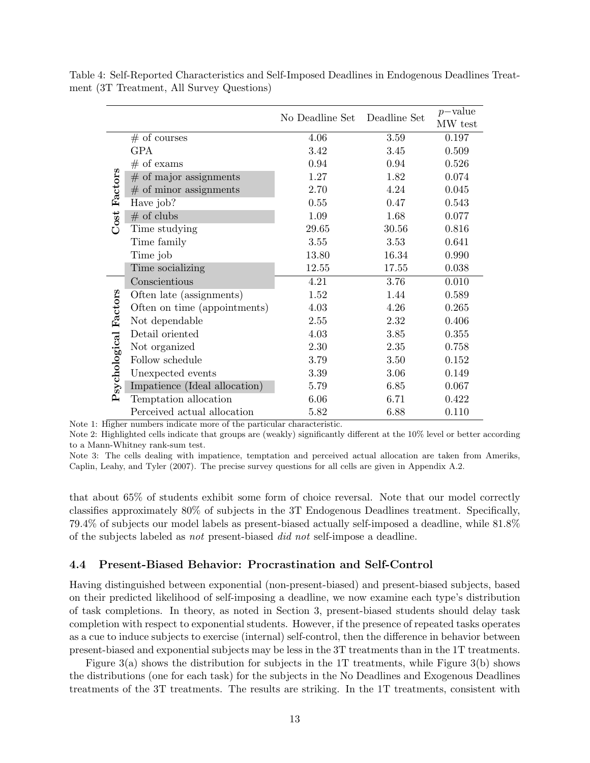Table 4: Self-Reported Characteristics and Self-Imposed Deadlines in Endogenous Deadlines Treatment (3T Treatment, All Survey Questions)

| | | No Deadline Set | Deadline Set | $p-$value MW test |
|---|---|---|---|---|
| **Cost Factors** | # of courses | 4.06 | 3.59 | 0.197 |
| | GPA | 3.42 | 3.45 | 0.509 |
| | # of exams | 0.94 | 0.94 | 0.526 |
| | # of major assignments | 1.27 | 1.82 | 0.074 |
| | # of minor assignments | 2.70 | 4.24 | 0.045 |
| | Have job? | 0.55 | 0.47 | 0.543 |
| | # of clubs | 1.09 | 1.68 | 0.077 |
| | Time studying | 29.65 | 30.56 | 0.816 |
| | Time family | 3.55 | 3.53 | 0.641 |
| | Time job | 13.80 | 16.34 | 0.990 |
| | Time socializing | 12.55 | 17.55 | 0.038 |
| **Psychological Factors** | Conscientious | 4.21 | 3.76 | 0.010 |
| | Often late (assignments) | 1.52 | 1.44 | 0.589 |
| | Often on time (appointments) | 4.03 | 4.26 | 0.265 |
| | Not dependable | 2.55 | 2.32 | 0.406 |
| | Detail oriented | 4.03 | 3.85 | 0.355 |
| | Not organized | 2.30 | 2.35 | 0.758 |
| | Follow schedule | 3.79 | 3.50 | 0.152 |
| | Unexpected events | 3.39 | 3.06 | 0.149 |
| | Impatience (Ideal allocation) | 5.79 | 6.85 | 0.067 |
| | Temptation allocation | 6.06 | 6.71 | 0.422 |
| | Perceived actual allocation | 5.82 | 6.88 | 0.110 |

Note 1: Higher numbers indicate more of the particular characteristic.

Note 2: Highlighted cells indicate that groups are (weakly) significantly different at the 10% level or better according to a Mann-Whitney rank-sum test.

Note 3: The cells dealing with impatience, temptation and perceived actual allocation are taken from Ameriks, Caplin, Leahy, and Tyler (2007). The precise survey questions for all cells are given in Appendix A.2.

that about 65% of students exhibit some form of choice reversal. Note that our model correctly classifies approximately 80% of subjects in the 3T Endogenous Deadlines treatment. Specifically, 79.4% of subjects our model labels as present-biased actually self-imposed a deadline, while 81.8% of the subjects labeled as *not* present-biased *did not* self-impose a deadline.

### 4.4 Present-Biased Behavior: Procrastination and Self-Control

Having distinguished between exponential (non-present-biased) and present-biased subjects, based on their predicted likelihood of self-imposing a deadline, we now examine each type's distribution of task completions. In theory, as noted in Section 3, present-biased students should delay task completion with respect to exponential students. However, if the presence of repeated tasks operates as a cue to induce subjects to exercise (internal) self-control, then the difference in behavior between present-biased and exponential subjects may be less in the 3T treatments than in the 1T treatments.

Figure 3(a) shows the distribution for subjects in the 1T treatments, while Figure 3(b) shows the distributions (one for each task) for the subjects in the No Deadlines and Exogenous Deadlines treatments of the 3T treatments. The results are striking. In the 1T treatments, consistent with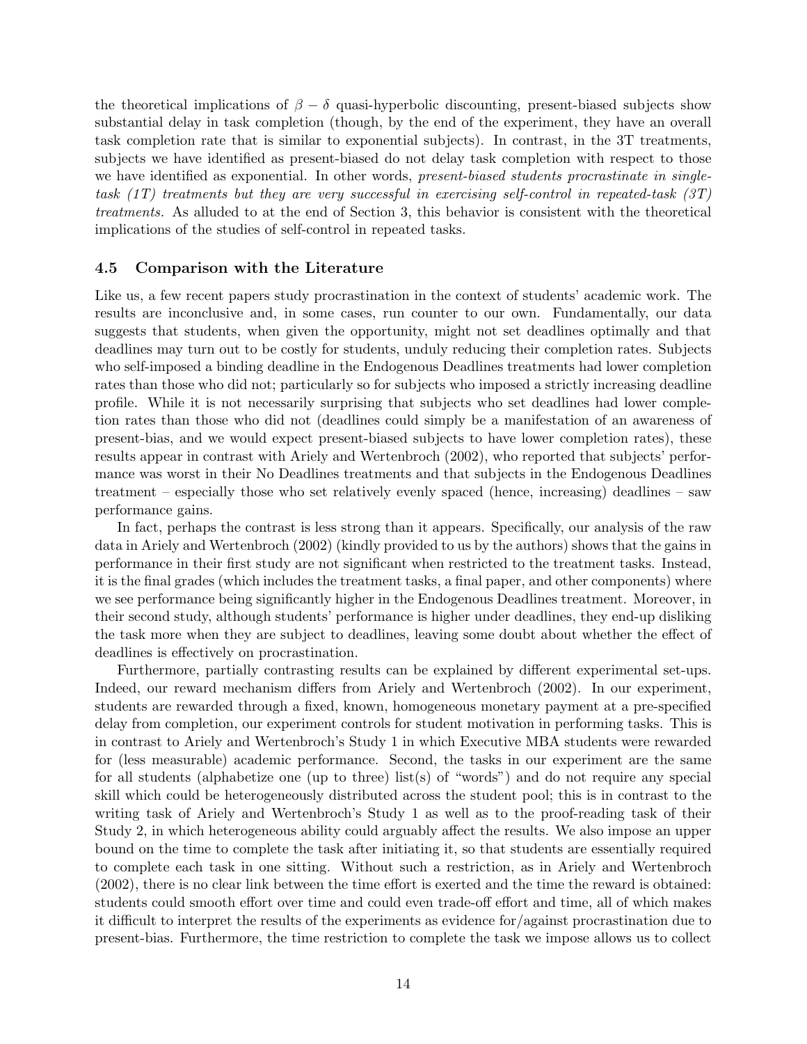the theoretical implications of $\beta - \delta$ quasi-hyperbolic discounting, present-biased subjects show substantial delay in task completion (though, by the end of the experiment, they have an overall task completion rate that is similar to exponential subjects). In contrast, in the 3T treatments, subjects we have identified as present-biased do not delay task completion with respect to those we have identified as exponential. In other words, *present-biased students procrastinate in single-task (1T) treatments but they are very successful in exercising self-control in repeated-task (3T) treatments.* As alluded to at the end of Section 3, this behavior is consistent with the theoretical implications of the studies of self-control in repeated tasks.

### 4.5 Comparison with the Literature

Like us, a few recent papers study procrastination in the context of students' academic work. The results are inconclusive and, in some cases, run counter to our own. Fundamentally, our data suggests that students, when given the opportunity, might not set deadlines optimally and that deadlines may turn out to be costly for students, unduly reducing their completion rates. Subjects who self-imposed a binding deadline in the Endogenous Deadlines treatments had lower completion rates than those who did not; particularly so for subjects who imposed a strictly increasing deadline profile. While it is not necessarily surprising that subjects who set deadlines had lower completion rates than those who did not (deadlines could simply be a manifestation of an awareness of present-bias, and we would expect present-biased subjects to have lower completion rates), these results appear in contrast with Ariely and Wertenbroch (2002), who reported that subjects' performance was worst in their No Deadlines treatments and that subjects in the Endogenous Deadlines treatment – especially those who set relatively evenly spaced (hence, increasing) deadlines – saw performance gains.

In fact, perhaps the contrast is less strong than it appears. Specifically, our analysis of the raw data in Ariely and Wertenbroch (2002) (kindly provided to us by the authors) shows that the gains in performance in their first study are not significant when restricted to the treatment tasks. Instead, it is the final grades (which includes the treatment tasks, a final paper, and other components) where we see performance being significantly higher in the Endogenous Deadlines treatment. Moreover, in their second study, although students' performance is higher under deadlines, they end-up disliking the task more when they are subject to deadlines, leaving some doubt about whether the effect of deadlines is effectively on procrastination.

Furthermore, partially contrasting results can be explained by different experimental set-ups. Indeed, our reward mechanism differs from Ariely and Wertenbroch (2002). In our experiment, students are rewarded through a fixed, known, homogeneous monetary payment at a pre-specified delay from completion, our experiment controls for student motivation in performing tasks. This is in contrast to Ariely and Wertenbroch's Study 1 in which Executive MBA students were rewarded for (less measurable) academic performance. Second, the tasks in our experiment are the same for all students (alphabetize one (up to three) list(s) of "words") and do not require any special skill which could be heterogeneously distributed across the student pool; this is in contrast to the writing task of Ariely and Wertenbroch's Study 1 as well as to the proof-reading task of their Study 2, in which heterogeneous ability could arguably affect the results. We also impose an upper bound on the time to complete the task after initiating it, so that students are essentially required to complete each task in one sitting. Without such a restriction, as in Ariely and Wertenbroch (2002), there is no clear link between the time effort is exerted and the time the reward is obtained: students could smooth effort over time and could even trade-off effort and time, all of which makes it difficult to interpret the results of the experiments as evidence for/against procrastination due to present-bias. Furthermore, the time restriction to complete the task we impose allows us to collect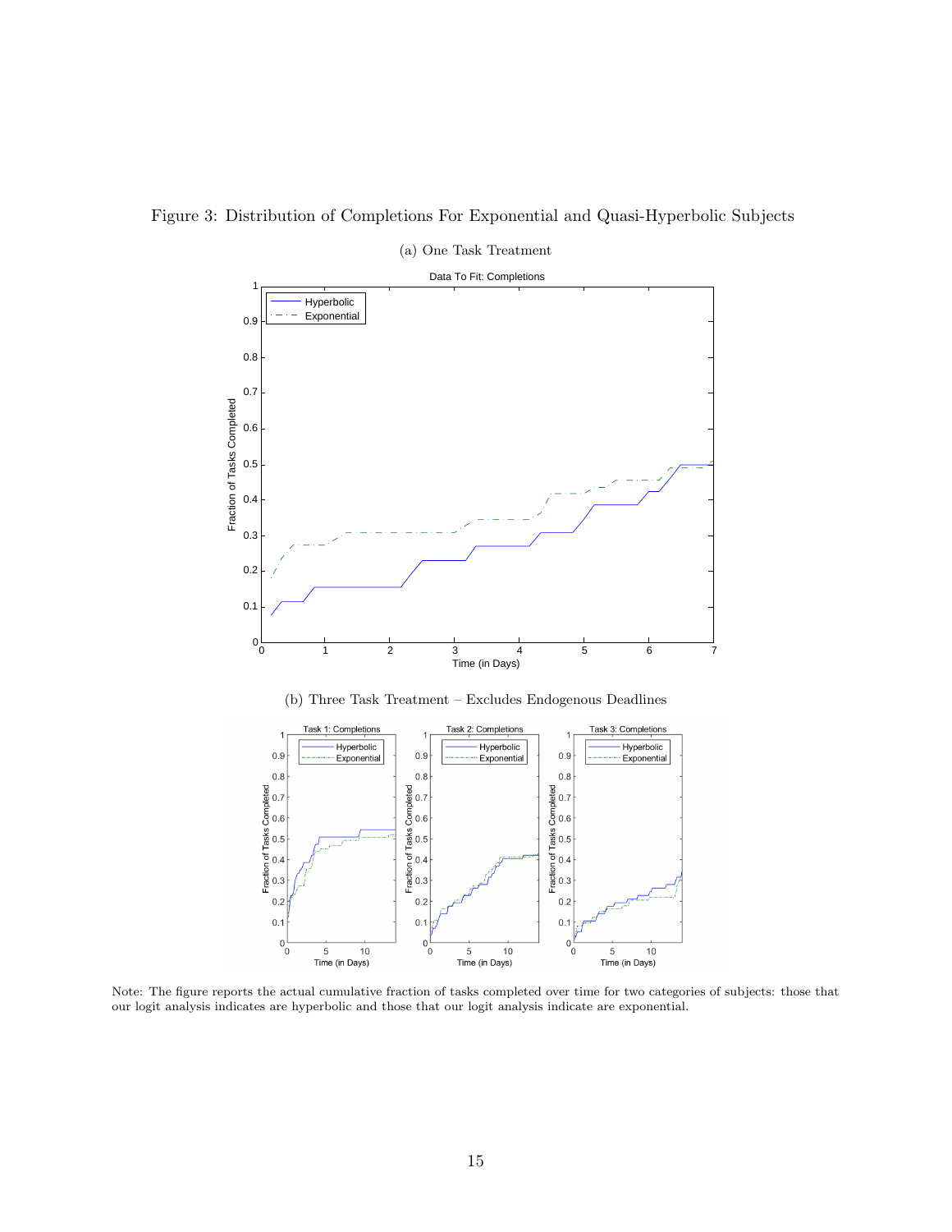Figure 3: Distribution of Completions For Exponential and Quasi-Hyperbolic Subjects

(a) One Task Treatment

(b) Three Task Treatment – Excludes Endogenous Deadlines

Note: The figure reports the actual cumulative fraction of tasks completed over time for two categories of subjects: those that our logit analysis indicates are hyperbolic and those that our logit analysis indicate are exponential.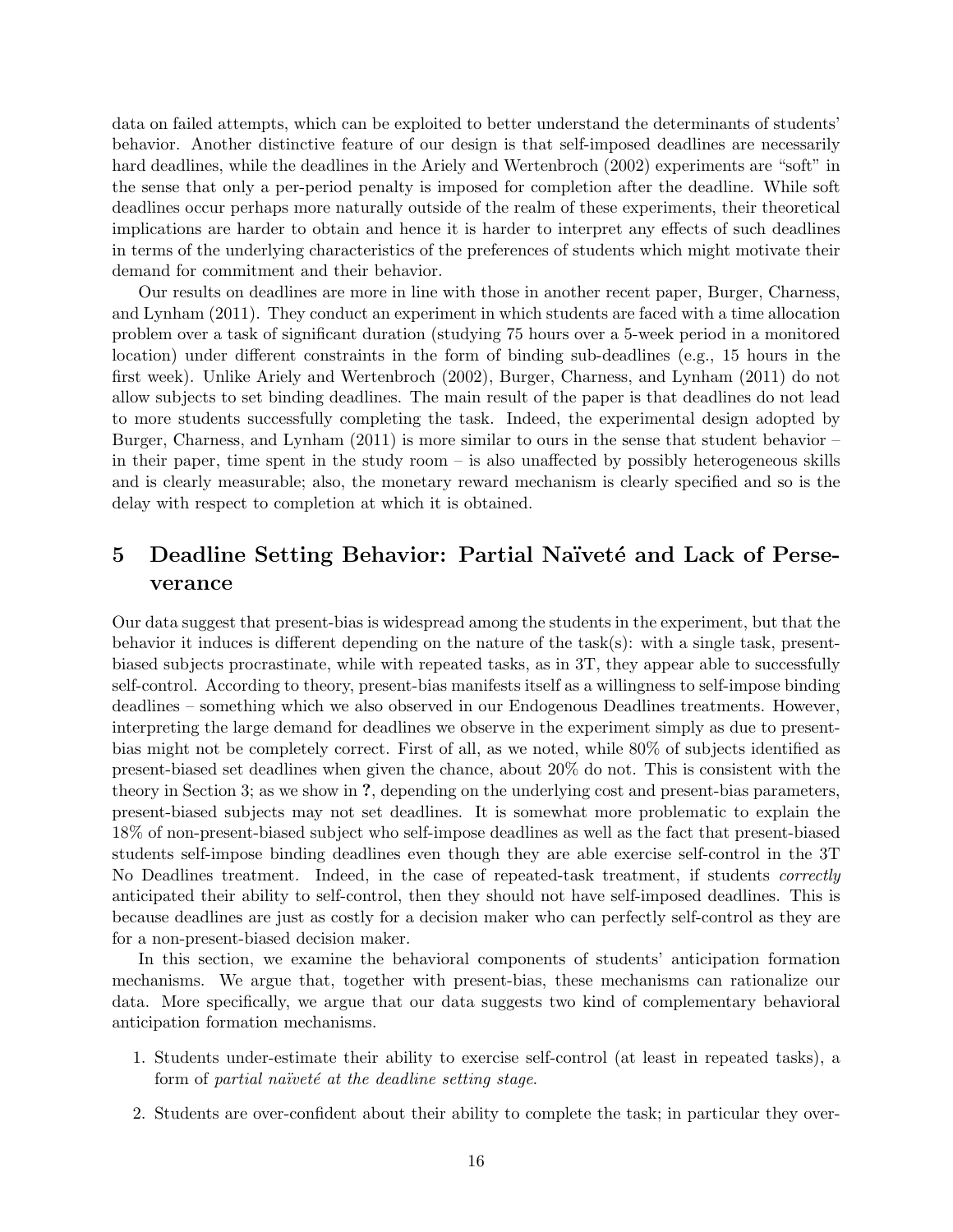data on failed attempts, which can be exploited to better understand the determinants of students' behavior. Another distinctive feature of our design is that self-imposed deadlines are necessarily hard deadlines, while the deadlines in the Ariely and Wertenbroch (2002) experiments are "soft" in the sense that only a per-period penalty is imposed for completion after the deadline. While soft deadlines occur perhaps more naturally outside of the realm of these experiments, their theoretical implications are harder to obtain and hence it is harder to interpret any effects of such deadlines in terms of the underlying characteristics of the preferences of students which might motivate their demand for commitment and their behavior.

Our results on deadlines are more in line with those in another recent paper, Burger, Charness, and Lynham (2011). They conduct an experiment in which students are faced with a time allocation problem over a task of significant duration (studying 75 hours over a 5-week period in a monitored location) under different constraints in the form of binding sub-deadlines (e.g., 15 hours in the first week). Unlike Ariely and Wertenbroch (2002), Burger, Charness, and Lynham (2011) do not allow subjects to set binding deadlines. The main result of the paper is that deadlines do not lead to more students successfully completing the task. Indeed, the experimental design adopted by Burger, Charness, and Lynham (2011) is more similar to ours in the sense that student behavior – in their paper, time spent in the study room – is also unaffected by possibly heterogeneous skills and is clearly measurable; also, the monetary reward mechanism is clearly specified and so is the delay with respect to completion at which it is obtained.

# 5 Deadline Setting Behavior: Partial Naïveté and Lack of Perseverance

Our data suggest that present-bias is widespread among the students in the experiment, but that the behavior it induces is different depending on the nature of the task(s): with a single task, present-biased subjects procrastinate, while with repeated tasks, as in 3T, they appear able to successfully self-control. According to theory, present-bias manifests itself as a willingness to self-impose binding deadlines – something which we also observed in our Endogenous Deadlines treatments. However, interpreting the large demand for deadlines we observe in the experiment simply as due to present-bias might not be completely correct. First of all, as we noted, while 80% of subjects identified as present-biased set deadlines when given the chance, about 20% do not. This is consistent with the theory in Section 3; as we show in **?**, depending on the underlying cost and present-bias parameters, present-biased subjects may not set deadlines. It is somewhat more problematic to explain the 18% of non-present-biased subject who self-impose deadlines as well as the fact that present-biased students self-impose binding deadlines even though they are able exercise self-control in the 3T No Deadlines treatment. Indeed, in the case of repeated-task treatment, if students *correctly* anticipated their ability to self-control, then they should not have self-imposed deadlines. This is because deadlines are just as costly for a decision maker who can perfectly self-control as they are for a non-present-biased decision maker.

In this section, we examine the behavioral components of students' anticipation formation mechanisms. We argue that, together with present-bias, these mechanisms can rationalize our data. More specifically, we argue that our data suggests two kind of complementary behavioral anticipation formation mechanisms.

1. Students under-estimate their ability to exercise self-control (at least in repeated tasks), a form of *partial naïveté at the deadline setting stage*.
2. Students are over-confident about their ability to complete the task; in particular they over-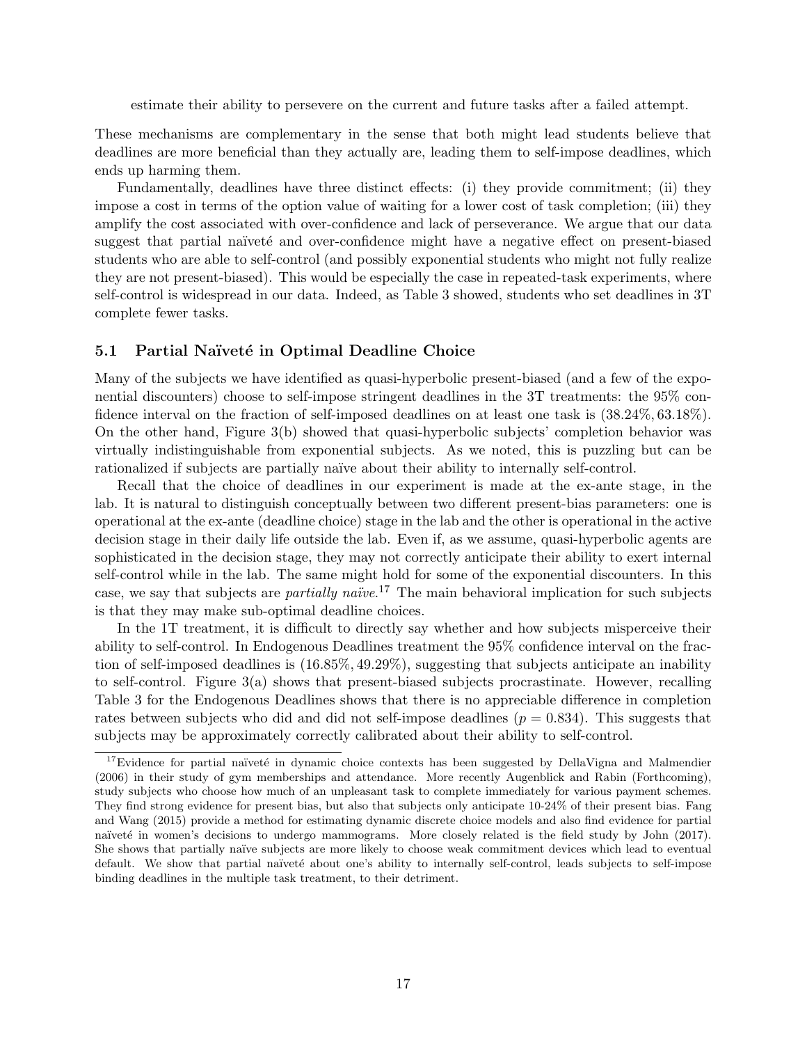estimate their ability to persevere on the current and future tasks after a failed attempt.

These mechanisms are complementary in the sense that both might lead students believe that deadlines are more beneficial than they actually are, leading them to self-impose deadlines, which ends up harming them.

Fundamentally, deadlines have three distinct effects: (i) they provide commitment; (ii) they impose a cost in terms of the option value of waiting for a lower cost of task completion; (iii) they amplify the cost associated with over-confidence and lack of perseverance. We argue that our data suggest that partial naïveté and over-confidence might have a negative effect on present-biased students who are able to self-control (and possibly exponential students who might not fully realize they are not present-biased). This would be especially the case in repeated-task experiments, where self-control is widespread in our data. Indeed, as Table 3 showed, students who set deadlines in 3T complete fewer tasks.

## 5.1 Partial Naïveté in Optimal Deadline Choice

Many of the subjects we have identified as quasi-hyperbolic present-biased (and a few of the exponential discounters) choose to self-impose stringent deadlines in the 3T treatments: the 95% confidence interval on the fraction of self-imposed deadlines on at least one task is $(38.24\%, 63.18\%)$. On the other hand, Figure 3(b) showed that quasi-hyperbolic subjects' completion behavior was virtually indistinguishable from exponential subjects. As we noted, this is puzzling but can be rationalized if subjects are partially naïve about their ability to internally self-control.

Recall that the choice of deadlines in our experiment is made at the ex-ante stage, in the lab. It is natural to distinguish conceptually between two different present-bias parameters: one is operational at the ex-ante (deadline choice) stage in the lab and the other is operational in the active decision stage in their daily life outside the lab. Even if, as we assume, quasi-hyperbolic agents are sophisticated in the decision stage, they may not correctly anticipate their ability to exert internal self-control while in the lab. The same might hold for some of the exponential discounters. In this case, we say that subjects are *partially naïve*.[17] The main behavioral implication for such subjects is that they may make sub-optimal deadline choices.

In the 1T treatment, it is difficult to directly say whether and how subjects misperceive their ability to self-control. In Endogenous Deadlines treatment the 95% confidence interval on the fraction of self-imposed deadlines is $(16.85\%, 49.29\%)$, suggesting that subjects anticipate an inability to self-control. Figure 3(a) shows that present-biased subjects procrastinate. However, recalling Table 3 for the Endogenous Deadlines shows that there is no appreciable difference in completion rates between subjects who did and did not self-impose deadlines ($p = 0.834$). This suggests that subjects may be approximately correctly calibrated about their ability to self-control.

[17] Evidence for partial naïveté in dynamic choice contexts has been suggested by DellaVigna and Malmendier (2006) in their study of gym memberships and attendance. More recently Augenblick and Rabin (Forthcoming), study subjects who choose how much of an unpleasant task to complete immediately for various payment schemes. They find strong evidence for present bias, but also that subjects only anticipate 10-24% of their present bias. Fang and Wang (2015) provide a method for estimating dynamic discrete choice models and also find evidence for partial naïveté in women's decisions to undergo mammograms. More closely related is the field study by John (2017). She shows that partially naïve subjects are more likely to choose weak commitment devices which lead to eventual default. We show that partial naïveté about one's ability to internally self-control, leads subjects to self-impose binding deadlines in the multiple task treatment, to their detriment.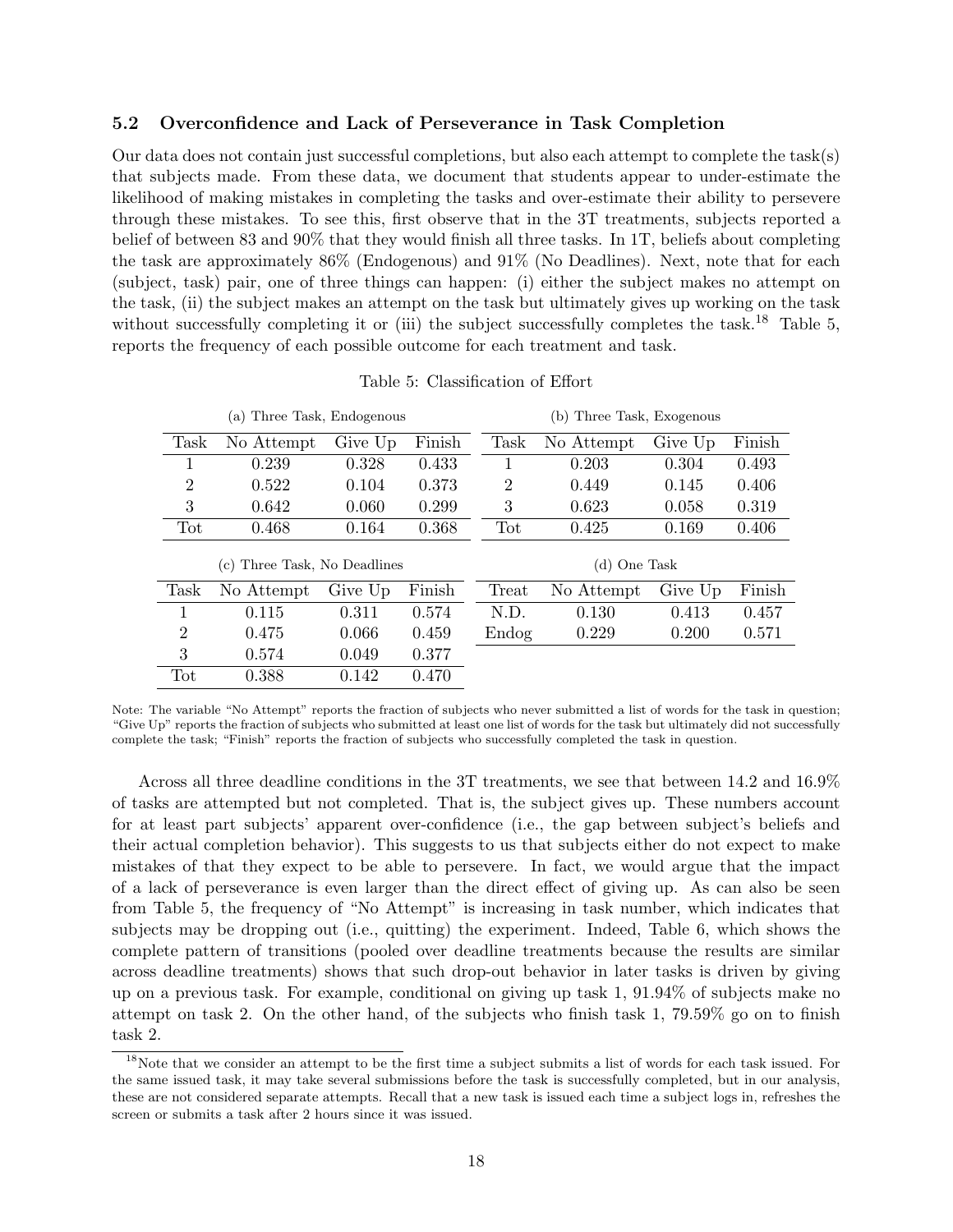### 5.2 Overconfidence and Lack of Perseverance in Task Completion

Our data does not contain just successful completions, but also each attempt to complete the task(s) that subjects made. From these data, we document that students appear to under-estimate the likelihood of making mistakes in completing the tasks and over-estimate their ability to persevere through these mistakes. To see this, first observe that in the 3T treatments, subjects reported a belief of between 83 and 90% that they would finish all three tasks. In 1T, beliefs about completing the task are approximately 86% (Endogenous) and 91% (No Deadlines). Next, note that for each (subject, task) pair, one of three things can happen: (i) either the subject makes no attempt on the task, (ii) the subject makes an attempt on the task but ultimately gives up working on the task without successfully completing it or (iii) the subject successfully completes the task.[18] Table 5, reports the frequency of each possible outcome for each treatment and task.

Table 5: Classification of Effort

(a) Three Task, Endogenous

| Task | No Attempt | Give Up | Finish |
|---|---|---|---|
| 1 | 0.239 | 0.328 | 0.433 |
| 2 | 0.522 | 0.104 | 0.373 |
| 3 | 0.642 | 0.060 | 0.299 |
| Tot | 0.468 | 0.164 | 0.368 |

(b) Three Task, Exogenous

| Task | No Attempt | Give Up | Finish |
|---|---|---|---|
| 1 | 0.203 | 0.304 | 0.493 |
| 2 | 0.449 | 0.145 | 0.406 |
| 3 | 0.623 | 0.058 | 0.319 |
| Tot | 0.425 | 0.169 | 0.406 |

(c) Three Task, No Deadlines

| Task | No Attempt | Give Up | Finish |
|---|---|---|---|
| 1 | 0.115 | 0.311 | 0.574 |
| 2 | 0.475 | 0.066 | 0.459 |
| 3 | 0.574 | 0.049 | 0.377 |
| Tot | 0.388 | 0.142 | 0.470 |

(d) One Task

| Treat | No Attempt | Give Up | Finish |
|---|---|---|---|
| N.D. | 0.130 | 0.413 | 0.457 |
| Endog | 0.229 | 0.200 | 0.571 |

Note: The variable "No Attempt" reports the fraction of subjects who never submitted a list of words for the task in question; "Give Up" reports the fraction of subjects who submitted at least one list of words for the task but ultimately did not successfully complete the task; "Finish" reports the fraction of subjects who successfully completed the task in question.

Across all three deadline conditions in the 3T treatments, we see that between 14.2 and 16.9% of tasks are attempted but not completed. That is, the subject gives up. These numbers account for at least part subjects' apparent over-confidence (i.e., the gap between subject's beliefs and their actual completion behavior). This suggests to us that subjects either do not expect to make mistakes of that they expect to be able to persevere. In fact, we would argue that the impact of a lack of perseverance is even larger than the direct effect of giving up. As can also be seen from Table 5, the frequency of "No Attempt" is increasing in task number, which indicates that subjects may be dropping out (i.e., quitting) the experiment. Indeed, Table 6, which shows the complete pattern of transitions (pooled over deadline treatments because the results are similar across deadline treatments) shows that such drop-out behavior in later tasks is driven by giving up on a previous task. For example, conditional on giving up task 1, 91.94% of subjects make no attempt on task 2. On the other hand, of the subjects who finish task 1, 79.59% go on to finish task 2.

[18] Note that we consider an attempt to be the first time a subject submits a list of words for each task issued. For the same issued task, it may take several submissions before the task is successfully completed, but in our analysis, these are not considered separate attempts. Recall that a new task is issued each time a subject logs in, refreshes the screen or submits a task after 2 hours since it was issued.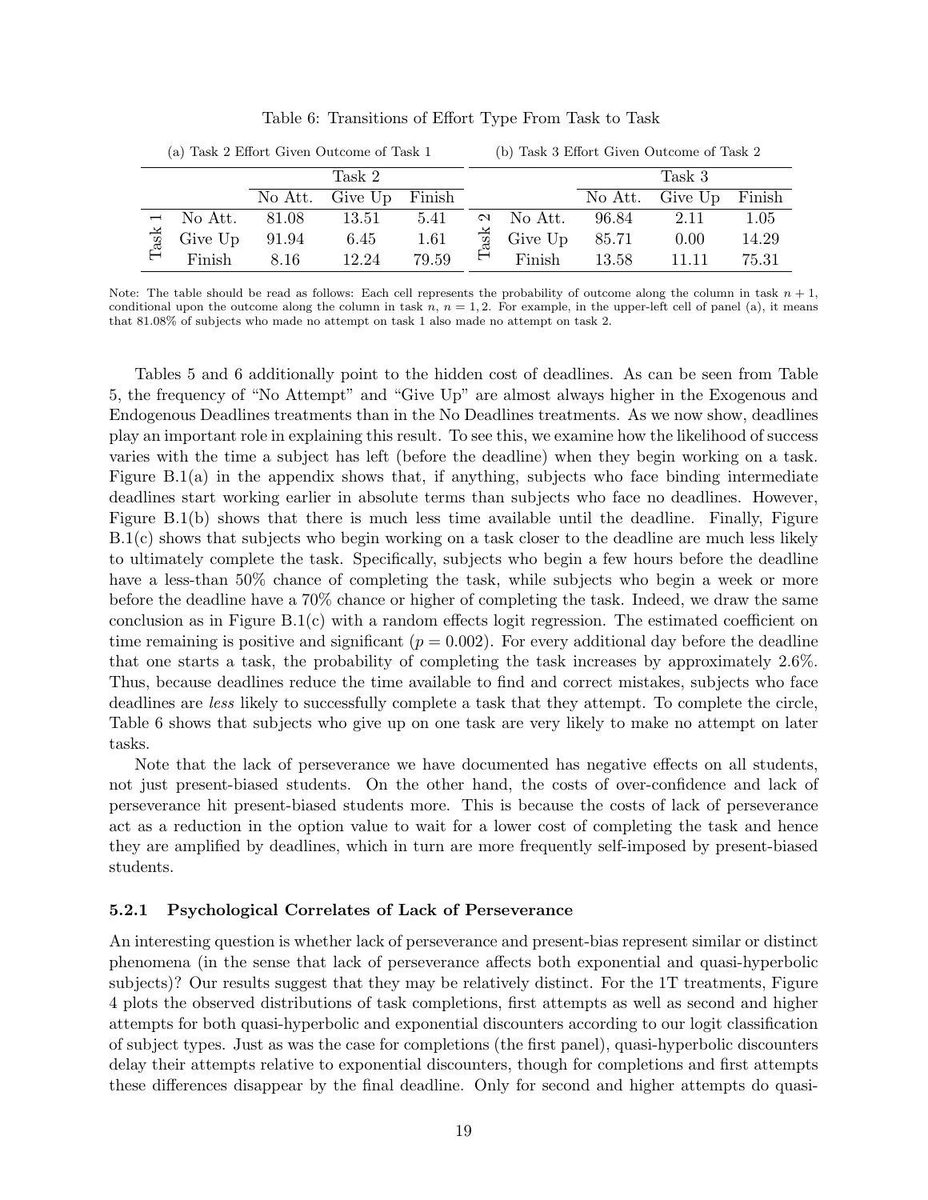Table 6: Transitions of Effort Type From Task to Task

(a) Task 2 Effort Given Outcome of Task 1

| | | Task 2 | | |
|---|---|---|---|---|
| | | No Att. | Give Up | Finish |
| Task 1 | No Att. | 81.08 | 13.51 | 5.41 |
| | Give Up | 91.94 | 6.45 | 1.61 |
| | Finish | 8.16 | 12.24 | 79.59 |

(b) Task 3 Effort Given Outcome of Task 2

| | | Task 3 | | |
|---|---|---|---|---|
| | | No Att. | Give Up | Finish |
| Task 2 | No Att. | 96.84 | 2.11 | 1.05 |
| | Give Up | 85.71 | 0.00 | 14.29 |
| | Finish | 13.58 | 11.11 | 75.31 |

Note: The table should be read as follows: Each cell represents the probability of outcome along the column in task $n+1$, conditional upon the outcome along the column in task $n$, $n = 1, 2$. For example, in the upper-left cell of panel (a), it means that 81.08% of subjects who made no attempt on task 1 also made no attempt on task 2.

Tables 5 and 6 additionally point to the hidden cost of deadlines. As can be seen from Table 5, the frequency of "No Attempt" and "Give Up" are almost always higher in the Exogenous and Endogenous Deadlines treatments than in the No Deadlines treatments. As we now show, deadlines play an important role in explaining this result. To see this, we examine how the likelihood of success varies with the time a subject has left (before the deadline) when they begin working on a task. Figure B.1(a) in the appendix shows that, if anything, subjects who face binding intermediate deadlines start working earlier in absolute terms than subjects who face no deadlines. However, Figure B.1(b) shows that there is much less time available until the deadline. Finally, Figure B.1(c) shows that subjects who begin working on a task closer to the deadline are much less likely to ultimately complete the task. Specifically, subjects who begin a few hours before the deadline have a less-than 50% chance of completing the task, while subjects who begin a week or more before the deadline have a 70% chance or higher of completing the task. Indeed, we draw the same conclusion as in Figure B.1(c) with a random effects logit regression. The estimated coefficient on time remaining is positive and significant ($p = 0.002$). For every additional day before the deadline that one starts a task, the probability of completing the task increases by approximately 2.6%. Thus, because deadlines reduce the time available to find and correct mistakes, subjects who face deadlines are *less* likely to successfully complete a task that they attempt. To complete the circle, Table 6 shows that subjects who give up on one task are very likely to make no attempt on later tasks.

Note that the lack of perseverance we have documented has negative effects on all students, not just present-biased students. On the other hand, the costs of over-confidence and lack of perseverance hit present-biased students more. This is because the costs of lack of perseverance act as a reduction in the option value to wait for a lower cost of completing the task and hence they are amplified by deadlines, which in turn are more frequently self-imposed by present-biased students.

### 5.2.1 Psychological Correlates of Lack of Perseverance

An interesting question is whether lack of perseverance and present-bias represent similar or distinct phenomena (in the sense that lack of perseverance affects both exponential and quasi-hyperbolic subjects)? Our results suggest that they may be relatively distinct. For the 1T treatments, Figure 4 plots the observed distributions of task completions, first attempts as well as second and higher attempts for both quasi-hyperbolic and exponential discounters according to our logit classification of subject types. Just as was the case for completions (the first panel), quasi-hyperbolic discounters delay their attempts relative to exponential discounters, though for completions and first attempts these differences disappear by the final deadline. Only for second and higher attempts do quasi-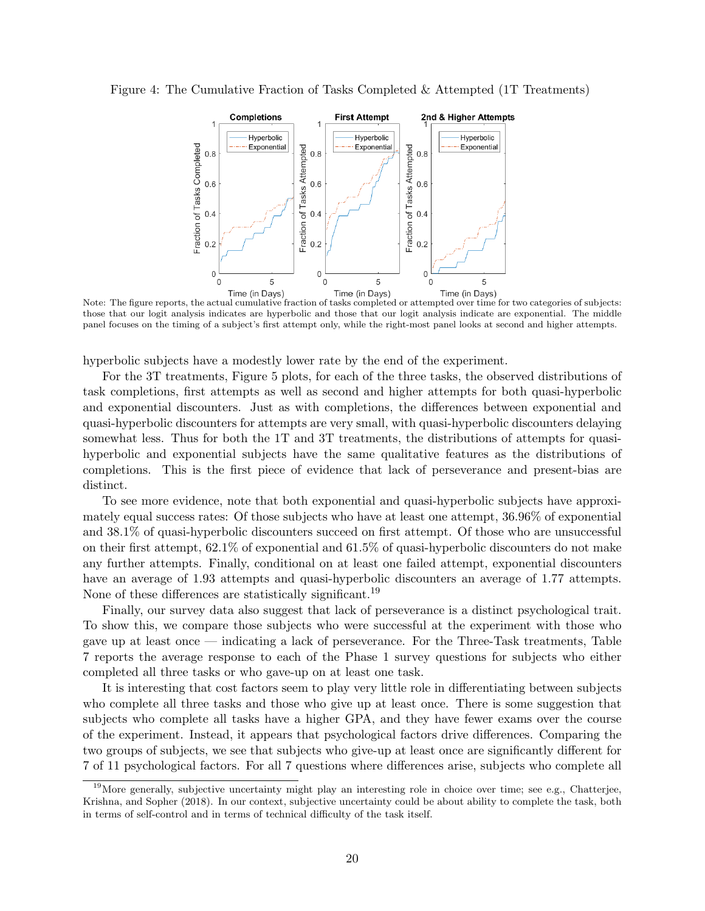Figure 4: The Cumulative Fraction of Tasks Completed & Attempted (1T Treatments)

Note: The figure reports, the actual cumulative fraction of tasks completed or attempted over time for two categories of subjects: those that our logit analysis indicates are hyperbolic and those that our logit analysis indicate are exponential. The middle panel focuses on the timing of a subject's first attempt only, while the right-most panel looks at second and higher attempts.

hyperbolic subjects have a modestly lower rate by the end of the experiment.

For the 3T treatments, Figure 5 plots, for each of the three tasks, the observed distributions of task completions, first attempts as well as second and higher attempts for both quasi-hyperbolic and exponential discounters. Just as with completions, the differences between exponential and quasi-hyperbolic discounters for attempts are very small, with quasi-hyperbolic discounters delaying somewhat less. Thus for both the 1T and 3T treatments, the distributions of attempts for quasi-hyperbolic and exponential subjects have the same qualitative features as the distributions of completions. This is the first piece of evidence that lack of perseverance and present-bias are distinct.

To see more evidence, note that both exponential and quasi-hyperbolic subjects have approximately equal success rates: Of those subjects who have at least one attempt, 36.96% of exponential and 38.1% of quasi-hyperbolic discounters succeed on first attempt. Of those who are unsuccessful on their first attempt, 62.1% of exponential and 61.5% of quasi-hyperbolic discounters do not make any further attempts. Finally, conditional on at least one failed attempt, exponential discounters have an average of 1.93 attempts and quasi-hyperbolic discounters an average of 1.77 attempts. None of these differences are statistically significant.[19]

Finally, our survey data also suggest that lack of perseverance is a distinct psychological trait. To show this, we compare those subjects who were successful at the experiment with those who gave up at least once — indicating a lack of perseverance. For the Three-Task treatments, Table 7 reports the average response to each of the Phase 1 survey questions for subjects who either completed all three tasks or who gave-up on at least one task.

It is interesting that cost factors seem to play very little role in differentiating between subjects who complete all three tasks and those who give up at least once. There is some suggestion that subjects who complete all tasks have a higher GPA, and they have fewer exams over the course of the experiment. Instead, it appears that psychological factors drive differences. Comparing the two groups of subjects, we see that subjects who give-up at least once are significantly different for 7 of 11 psychological factors. For all 7 questions where differences arise, subjects who complete all

[19] More generally, subjective uncertainty might play an interesting role in choice over time; see e.g., Chatterjee, Krishna, and Sopher (2018). In our context, subjective uncertainty could be about ability to complete the task, both in terms of self-control and in terms of technical difficulty of the task itself.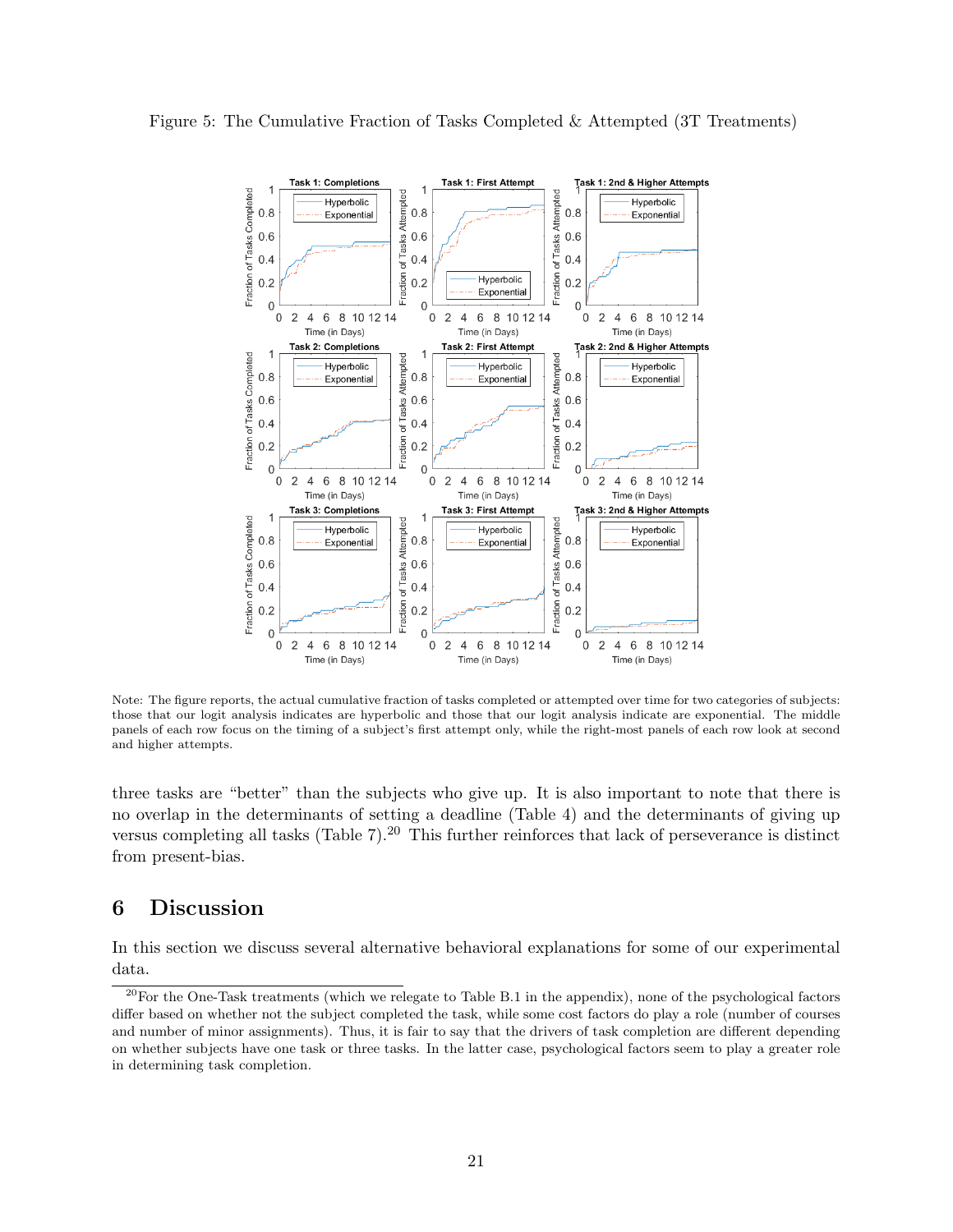Figure 5: The Cumulative Fraction of Tasks Completed & Attempted (3T Treatments)

Note: The figure reports, the actual cumulative fraction of tasks completed or attempted over time for two categories of subjects: those that our logit analysis indicates are hyperbolic and those that our logit analysis indicate are exponential. The middle panels of each row focus on the timing of a subject's first attempt only, while the right-most panels of each row look at second and higher attempts.

three tasks are "better" than the subjects who give up. It is also important to note that there is no overlap in the determinants of setting a deadline (Table 4) and the determinants of giving up versus completing all tasks (Table 7).[20] This further reinforces that lack of perseverance is distinct from present-bias.

# 6 Discussion

In this section we discuss several alternative behavioral explanations for some of our experimental data.

[20] For the One-Task treatments (which we relegate to Table B.1 in the appendix), none of the psychological factors differ based on whether not the subject completed the task, while some cost factors do play a role (number of courses and number of minor assignments). Thus, it is fair to say that the drivers of task completion are different depending on whether subjects have one task or three tasks. In the latter case, psychological factors seem to play a greater role in determining task completion.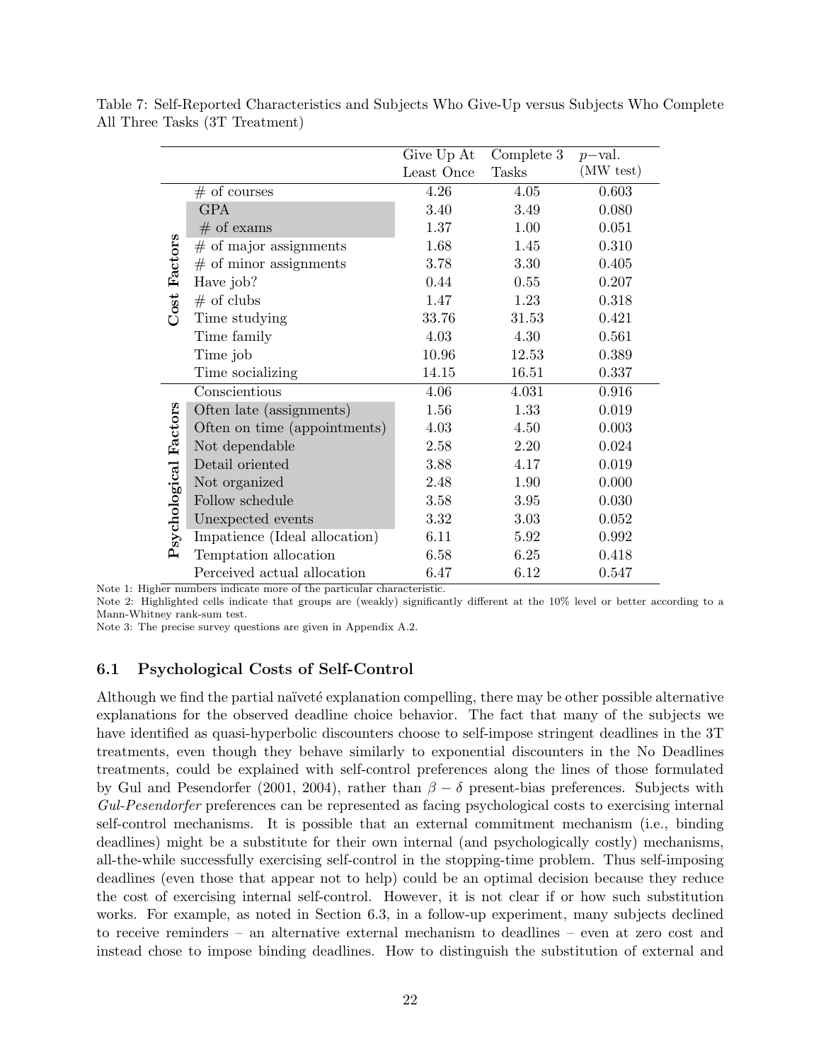Table 7: Self-Reported Characteristics and Subjects Who Give-Up versus Subjects Who Complete All Three Tasks (3T Treatment)

| | | Give Up At Least Once | Complete 3 Tasks | $p-$val. (MW test) |
|---|---|---|---|---|
| **Cost Factors** | # of courses | 4.26 | 4.05 | 0.603 |
| | GPA | 3.40 | 3.49 | 0.080 |
| | # of exams | 1.37 | 1.00 | 0.051 |
| | # of major assignments | 1.68 | 1.45 | 0.310 |
| | # of minor assignments | 3.78 | 3.30 | 0.405 |
| | Have job? | 0.44 | 0.55 | 0.207 |
| | # of clubs | 1.47 | 1.23 | 0.318 |
| | Time studying | 33.76 | 31.53 | 0.421 |
| | Time family | 4.03 | 4.30 | 0.561 |
| | Time job | 10.96 | 12.53 | 0.389 |
| | Time socializing | 14.15 | 16.51 | 0.337 |
| **Psychological Factors** | Conscientious | 4.06 | 4.031 | 0.916 |
| | Often late (assignments) | 1.56 | 1.33 | 0.019 |
| | Often on time (appointments) | 4.03 | 4.50 | 0.003 |
| | Not dependable | 2.58 | 2.20 | 0.024 |
| | Detail oriented | 3.88 | 4.17 | 0.019 |
| | Not organized | 2.48 | 1.90 | 0.000 |
| | Follow schedule | 3.58 | 3.95 | 0.030 |
| | Unexpected events | 3.32 | 3.03 | 0.052 |
| | Impatience (Ideal allocation) | 6.11 | 5.92 | 0.992 |
| | Temptation allocation | 6.58 | 6.25 | 0.418 |
| | Perceived actual allocation | 6.47 | 6.12 | 0.547 |

Note 1: Higher numbers indicate more of the particular characteristic.
Note 2: Highlighted cells indicate that groups are (weakly) significantly different at the 10% level or better according to a Mann-Whitney rank-sum test.
Note 3: The precise survey questions are given in Appendix A.2.

### 6.1 Psychological Costs of Self-Control

Although we find the partial naïveté explanation compelling, there may be other possible alternative explanations for the observed deadline choice behavior. The fact that many of the subjects we have identified as quasi-hyperbolic discounters choose to self-impose stringent deadlines in the 3T treatments, even though they behave similarly to exponential discounters in the No Deadlines treatments, could be explained with self-control preferences along the lines of those formulated by Gul and Pesendorfer (2001, 2004), rather than $\beta - \delta$ present-bias preferences. Subjects with *Gul-Pesendorfer* preferences can be represented as facing psychological costs to exercising internal self-control mechanisms. It is possible that an external commitment mechanism (i.e., binding deadlines) might be a substitute for their own internal (and psychologically costly) mechanisms, all-the-while successfully exercising self-control in the stopping-time problem. Thus self-imposing deadlines (even those that appear not to help) could be an optimal decision because they reduce the cost of exercising internal self-control. However, it is not clear if or how such substitution works. For example, as noted in Section 6.3, in a follow-up experiment, many subjects declined to receive reminders – an alternative external mechanism to deadlines – even at zero cost and instead chose to impose binding deadlines. How to distinguish the substitution of external and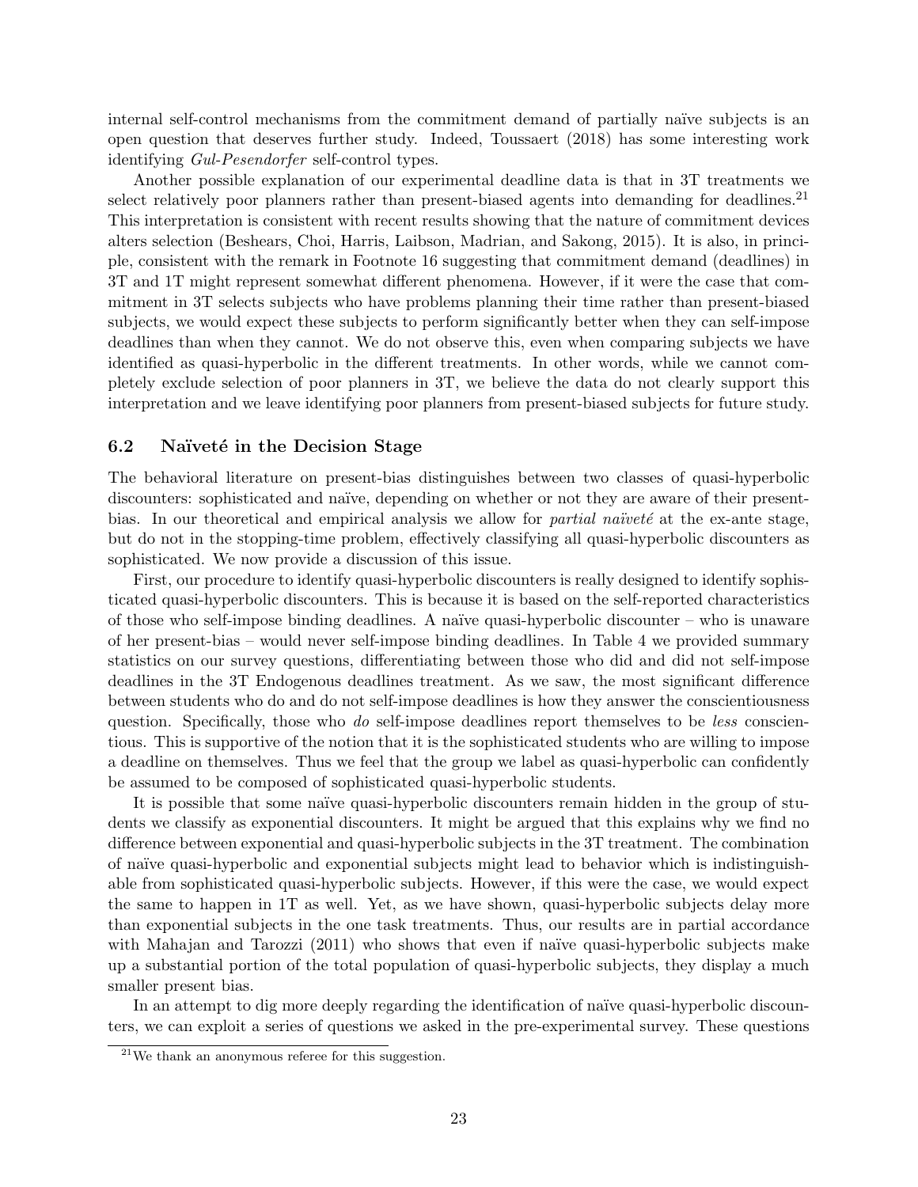internal self-control mechanisms from the commitment demand of partially naïve subjects is an open question that deserves further study. Indeed, Toussaert (2018) has some interesting work identifying *Gul-Pesendorfer* self-control types.

Another possible explanation of our experimental deadline data is that in 3T treatments we select relatively poor planners rather than present-biased agents into demanding for deadlines.[21] This interpretation is consistent with recent results showing that the nature of commitment devices alters selection (Beshears, Choi, Harris, Laibson, Madrian, and Sakong, 2015). It is also, in principle, consistent with the remark in Footnote 16 suggesting that commitment demand (deadlines) in 3T and 1T might represent somewhat different phenomena. However, if it were the case that commitment in 3T selects subjects who have problems planning their time rather than present-biased subjects, we would expect these subjects to perform significantly better when they can self-impose deadlines than when they cannot. We do not observe this, even when comparing subjects we have identified as quasi-hyperbolic in the different treatments. In other words, while we cannot completely exclude selection of poor planners in 3T, we believe the data do not clearly support this interpretation and we leave identifying poor planners from present-biased subjects for future study.

### 6.2 Naïveté in the Decision Stage

The behavioral literature on present-bias distinguishes between two classes of quasi-hyperbolic discounters: sophisticated and naïve, depending on whether or not they are aware of their present-bias. In our theoretical and empirical analysis we allow for *partial naïveté* at the ex-ante stage, but do not in the stopping-time problem, effectively classifying all quasi-hyperbolic discounters as sophisticated. We now provide a discussion of this issue.

First, our procedure to identify quasi-hyperbolic discounters is really designed to identify sophisticated quasi-hyperbolic discounters. This is because it is based on the self-reported characteristics of those who self-impose binding deadlines. A naïve quasi-hyperbolic discounter – who is unaware of her present-bias – would never self-impose binding deadlines. In Table 4 we provided summary statistics on our survey questions, differentiating between those who did and did not self-impose deadlines in the 3T Endogenous deadlines treatment. As we saw, the most significant difference between students who do and do not self-impose deadlines is how they answer the conscientiousness question. Specifically, those who *do* self-impose deadlines report themselves to be *less* conscientious. This is supportive of the notion that it is the sophisticated students who are willing to impose a deadline on themselves. Thus we feel that the group we label as quasi-hyperbolic can confidently be assumed to be composed of sophisticated quasi-hyperbolic students.

It is possible that some naïve quasi-hyperbolic discounters remain hidden in the group of students we classify as exponential discounters. It might be argued that this explains why we find no difference between exponential and quasi-hyperbolic subjects in the 3T treatment. The combination of naïve quasi-hyperbolic and exponential subjects might lead to behavior which is indistinguishable from sophisticated quasi-hyperbolic subjects. However, if this were the case, we would expect the same to happen in 1T as well. Yet, as we have shown, quasi-hyperbolic subjects delay more than exponential subjects in the one task treatments. Thus, our results are in partial accordance with Mahajan and Tarozzi (2011) who shows that even if naïve quasi-hyperbolic subjects make up a substantial portion of the total population of quasi-hyperbolic subjects, they display a much smaller present bias.

In an attempt to dig more deeply regarding the identification of naïve quasi-hyperbolic discounters, we can exploit a series of questions we asked in the pre-experimental survey. These questions

[21] We thank an anonymous referee for this suggestion.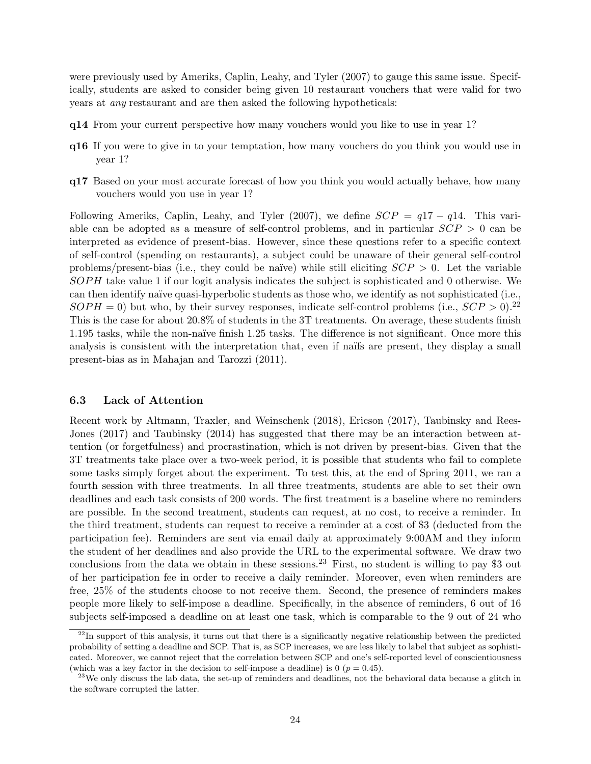were previously used by Ameriks, Caplin, Leahy, and Tyler (2007) to gauge this same issue. Specifically, students are asked to consider being given 10 restaurant vouchers that were valid for two years at *any* restaurant and are then asked the following hypotheticals:

**q14** From your current perspective how many vouchers would you like to use in year 1?

**q16** If you were to give in to your temptation, how many vouchers do you think you would use in year 1?

**q17** Based on your most accurate forecast of how you think you would actually behave, how many vouchers would you use in year 1?

Following Ameriks, Caplin, Leahy, and Tyler (2007), we define $SCP = q17 - q14$. This variable can be adopted as a measure of self-control problems, and in particular $SCP > 0$ can be interpreted as evidence of present-bias. However, since these questions refer to a specific context of self-control (spending on restaurants), a subject could be unaware of their general self-control problems/present-bias (i.e., they could be naïve) while still eliciting $SCP > 0$. Let the variable $SOPH$ take value 1 if our logit analysis indicates the subject is sophisticated and 0 otherwise. We can then identify naïve quasi-hyperbolic students as those who, we identify as not sophisticated (i.e., $SOPH = 0$) but who, by their survey responses, indicate self-control problems (i.e., $SCP > 0$).[22] This is the case for about 20.8% of students in the 3T treatments. On average, these students finish 1.195 tasks, while the non-naïve finish 1.25 tasks. The difference is not significant. Once more this analysis is consistent with the interpretation that, even if naïfs are present, they display a small present-bias as in Mahajan and Tarozzi (2011).

### 6.3 Lack of Attention

Recent work by Altmann, Traxler, and Weinschenk (2018), Ericson (2017), Taubinsky and Rees-Jones (2017) and Taubinsky (2014) has suggested that there may be an interaction between attention (or forgetfulness) and procrastination, which is not driven by present-bias. Given that the 3T treatments take place over a two-week period, it is possible that students who fail to complete some tasks simply forget about the experiment. To test this, at the end of Spring 2011, we ran a fourth session with three treatments. In all three treatments, students are able to set their own deadlines and each task consists of 200 words. The first treatment is a baseline where no reminders are possible. In the second treatment, students can request, at no cost, to receive a reminder. In the third treatment, students can request to receive a reminder at a cost of \$3 (deducted from the participation fee). Reminders are sent via email daily at approximately 9:00AM and they inform the student of her deadlines and also provide the URL to the experimental software. We draw two conclusions from the data we obtain in these sessions.[23] First, no student is willing to pay \$3 out of her participation fee in order to receive a daily reminder. Moreover, even when reminders are free, 25% of the students choose to not receive them. Second, the presence of reminders makes people more likely to self-impose a deadline. Specifically, in the absence of reminders, 6 out of 16 subjects self-imposed a deadline on at least one task, which is comparable to the 9 out of 24 who

---

[22] In support of this analysis, it turns out that there is a significantly negative relationship between the predicted probability of setting a deadline and SCP. That is, as SCP increases, we are less likely to label that subject as sophisticated. Moreover, we cannot reject that the correlation between SCP and one's self-reported level of conscientiousness (which was a key factor in the decision to self-impose a deadline) is 0 ($p = 0.45$).

[23] We only discuss the lab data, the set-up of reminders and deadlines, not the behavioral data because a glitch in the software corrupted the latter.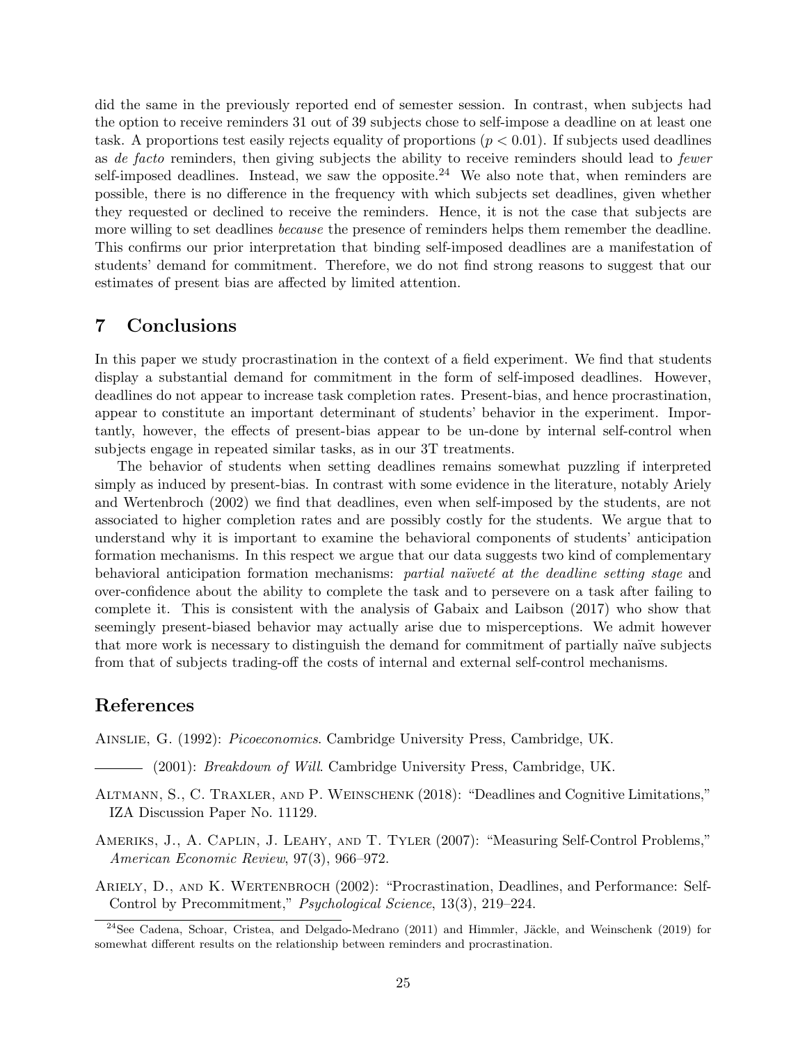did the same in the previously reported end of semester session. In contrast, when subjects had the option to receive reminders 31 out of 39 subjects chose to self-impose a deadline on at least one task. A proportions test easily rejects equality of proportions ($p < 0.01$). If subjects used deadlines as *de facto* reminders, then giving subjects the ability to receive reminders should lead to *fewer* self-imposed deadlines. Instead, we saw the opposite.[24] We also note that, when reminders are possible, there is no difference in the frequency with which subjects set deadlines, given whether they requested or declined to receive the reminders. Hence, it is not the case that subjects are more willing to set deadlines *because* the presence of reminders helps them remember the deadline. This confirms our prior interpretation that binding self-imposed deadlines are a manifestation of students' demand for commitment. Therefore, we do not find strong reasons to suggest that our estimates of present bias are affected by limited attention.

## 7 Conclusions

In this paper we study procrastination in the context of a field experiment. We find that students display a substantial demand for commitment in the form of self-imposed deadlines. However, deadlines do not appear to increase task completion rates. Present-bias, and hence procrastination, appear to constitute an important determinant of students' behavior in the experiment. Importantly, however, the effects of present-bias appear to be un-done by internal self-control when subjects engage in repeated similar tasks, as in our 3T treatments.

The behavior of students when setting deadlines remains somewhat puzzling if interpreted simply as induced by present-bias. In contrast with some evidence in the literature, notably Ariely and Wertenbroch (2002) we find that deadlines, even when self-imposed by the students, are not associated to higher completion rates and are possibly costly for the students. We argue that to understand why it is important to examine the behavioral components of students' anticipation formation mechanisms. In this respect we argue that our data suggests two kind of complementary behavioral anticipation formation mechanisms: *partial naïveté at the deadline setting stage* and over-confidence about the ability to complete the task and to persevere on a task after failing to complete it. This is consistent with the analysis of Gabaix and Laibson (2017) who show that seemingly present-biased behavior may actually arise due to misperceptions. We admit however that more work is necessary to distinguish the demand for commitment of partially naïve subjects from that of subjects trading-off the costs of internal and external self-control mechanisms.

## References

Ainslie, G. (1992): *Picoeconomics*. Cambridge University Press, Cambridge, UK.

——— (2001): *Breakdown of Will*. Cambridge University Press, Cambridge, UK.

Altmann, S., C. Traxler, and P. Weinschenk (2018): "Deadlines and Cognitive Limitations," IZA Discussion Paper No. 11129.

Ameriks, J., A. Caplin, J. Leahy, and T. Tyler (2007): "Measuring Self-Control Problems," *American Economic Review*, 97(3), 966–972.

Ariely, D., and K. Wertenbroch (2002): "Procrastination, Deadlines, and Performance: Self-Control by Precommitment," *Psychological Science*, 13(3), 219–224.

[24] See Cadena, Schoar, Cristea, and Delgado-Medrano (2011) and Himmler, Jäckle, and Weinschenk (2019) for somewhat different results on the relationship between reminders and procrastination.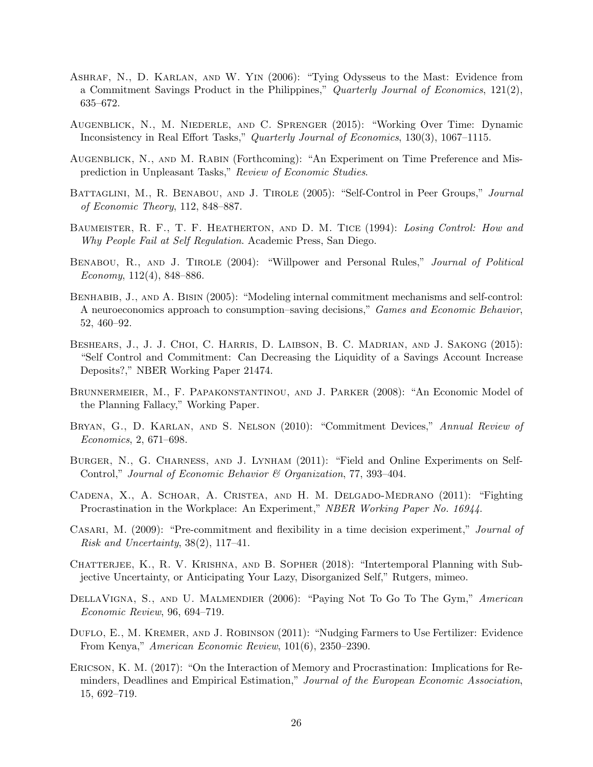Ashraf, N., D. Karlan, and W. Yin (2006): "Tying Odysseus to the Mast: Evidence from a Commitment Savings Product in the Philippines," *Quarterly Journal of Economics*, 121(2), 635–672.

Augenblick, N., M. Niederle, and C. Sprenger (2015): "Working Over Time: Dynamic Inconsistency in Real Effort Tasks," *Quarterly Journal of Economics*, 130(3), 1067–1115.

Augenblick, N., and M. Rabin (Forthcoming): "An Experiment on Time Preference and Misprediction in Unpleasant Tasks," *Review of Economic Studies*.

Battaglini, M., R. Benabou, and J. Tirole (2005): "Self-Control in Peer Groups," *Journal of Economic Theory*, 112, 848–887.

Baumeister, R. F., T. F. Heatherton, and D. M. Tice (1994): *Losing Control: How and Why People Fail at Self Regulation*. Academic Press, San Diego.

Benabou, R., and J. Tirole (2004): "Willpower and Personal Rules," *Journal of Political Economy*, 112(4), 848–886.

Benhabib, J., and A. Bisin (2005): "Modeling internal commitment mechanisms and self-control: A neuroeconomics approach to consumption–saving decisions," *Games and Economic Behavior*, 52, 460–92.

Beshears, J., J. J. Choi, C. Harris, D. Laibson, B. C. Madrian, and J. Sakong (2015): "Self Control and Commitment: Can Decreasing the Liquidity of a Savings Account Increase Deposits?," NBER Working Paper 21474.

Brunnermeier, M., F. Papakonstantinou, and J. Parker (2008): "An Economic Model of the Planning Fallacy," Working Paper.

Bryan, G., D. Karlan, and S. Nelson (2010): "Commitment Devices," *Annual Review of Economics*, 2, 671–698.

Burger, N., G. Charness, and J. Lynham (2011): "Field and Online Experiments on Self-Control," *Journal of Economic Behavior & Organization*, 77, 393–404.

Cadena, X., A. Schoar, A. Cristea, and H. M. Delgado-Medrano (2011): "Fighting Procrastination in the Workplace: An Experiment," *NBER Working Paper No. 16944*.

Casari, M. (2009): "Pre-commitment and flexibility in a time decision experiment," *Journal of Risk and Uncertainty*, 38(2), 117–41.

Chatterjee, K., R. V. Krishna, and B. Sopher (2018): "Intertemporal Planning with Subjective Uncertainty, or Anticipating Your Lazy, Disorganized Self," Rutgers, mimeo.

DellaVigna, S., and U. Malmendier (2006): "Paying Not To Go To The Gym," *American Economic Review*, 96, 694–719.

Duflo, E., M. Kremer, and J. Robinson (2011): "Nudging Farmers to Use Fertilizer: Evidence From Kenya," *American Economic Review*, 101(6), 2350–2390.

Ericson, K. M. (2017): "On the Interaction of Memory and Procrastination: Implications for Reminders, Deadlines and Empirical Estimation," *Journal of the European Economic Association*, 15, 692–719.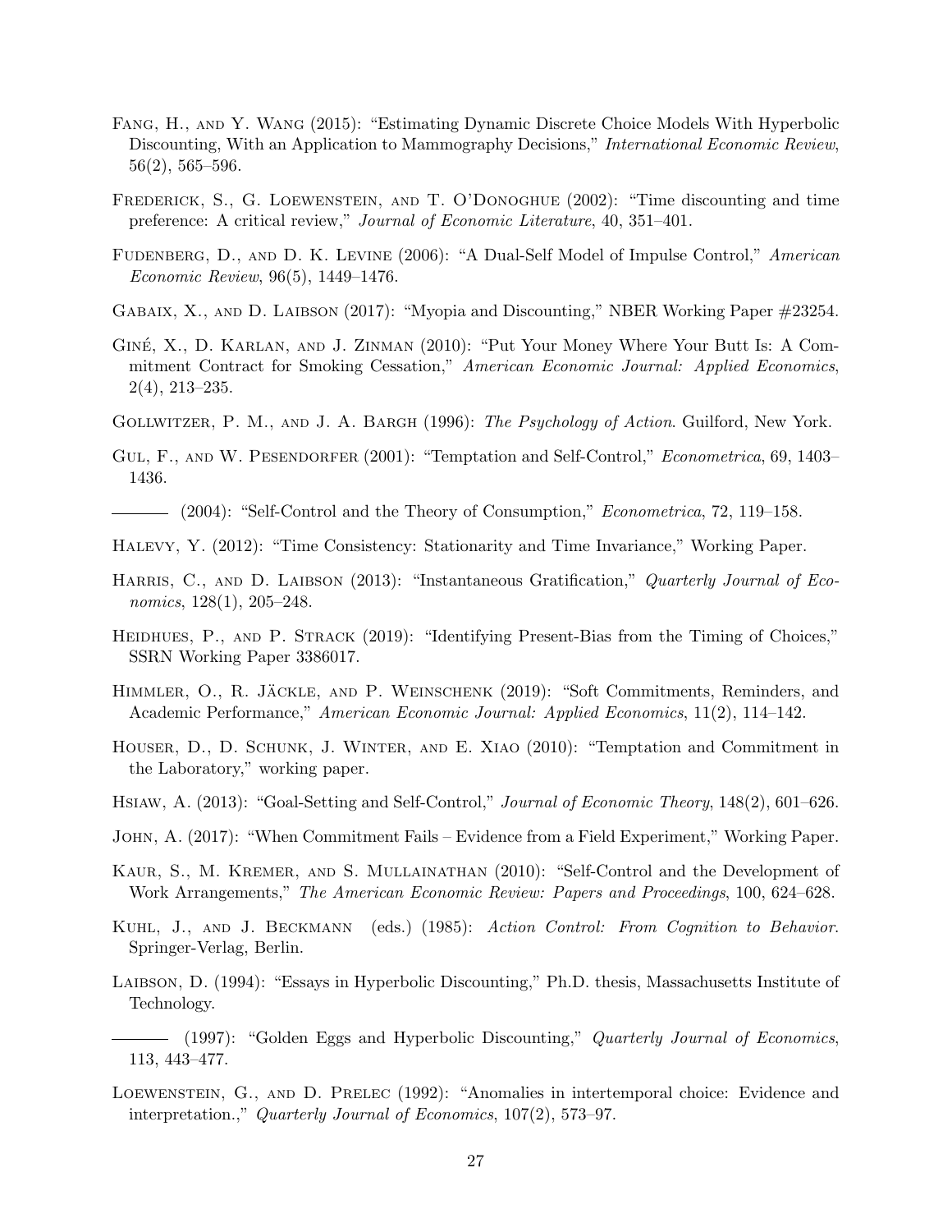Fang, H., and Y. Wang (2015): "Estimating Dynamic Discrete Choice Models With Hyperbolic Discounting, With an Application to Mammography Decisions," *International Economic Review*, 56(2), 565–596.

Frederick, S., G. Loewenstein, and T. O'Donoghue (2002): "Time discounting and time preference: A critical review," *Journal of Economic Literature*, 40, 351–401.

Fudenberg, D., and D. K. Levine (2006): "A Dual-Self Model of Impulse Control," *American Economic Review*, 96(5), 1449–1476.

Gabaix, X., and D. Laibson (2017): "Myopia and Discounting," NBER Working Paper #23254.

Giné, X., D. Karlan, and J. Zinman (2010): "Put Your Money Where Your Butt Is: A Commitment Contract for Smoking Cessation," *American Economic Journal: Applied Economics*, 2(4), 213–235.

Gollwitzer, P. M., and J. A. Bargh (1996): *The Psychology of Action*. Guilford, New York.

Gul, F., and W. Pesendorfer (2001): "Temptation and Self-Control," *Econometrica*, 69, 1403–1436.

——— (2004): "Self-Control and the Theory of Consumption," *Econometrica*, 72, 119–158.

Halevy, Y. (2012): "Time Consistency: Stationarity and Time Invariance," Working Paper.

Harris, C., and D. Laibson (2013): "Instantaneous Gratification," *Quarterly Journal of Economics*, 128(1), 205–248.

Heidhues, P., and P. Strack (2019): "Identifying Present-Bias from the Timing of Choices," SSRN Working Paper 3386017.

Himmler, O., R. Jäckle, and P. Weinschenk (2019): "Soft Commitments, Reminders, and Academic Performance," *American Economic Journal: Applied Economics*, 11(2), 114–142.

Houser, D., D. Schunk, J. Winter, and E. Xiao (2010): "Temptation and Commitment in the Laboratory," working paper.

Hsiaw, A. (2013): "Goal-Setting and Self-Control," *Journal of Economic Theory*, 148(2), 601–626.

John, A. (2017): "When Commitment Fails – Evidence from a Field Experiment," Working Paper.

Kaur, S., M. Kremer, and S. Mullainathan (2010): "Self-Control and the Development of Work Arrangements," *The American Economic Review: Papers and Proceedings*, 100, 624–628.

Kuhl, J., and J. Beckmann (eds.) (1985): *Action Control: From Cognition to Behavior*. Springer-Verlag, Berlin.

Laibson, D. (1994): "Essays in Hyperbolic Discounting," Ph.D. thesis, Massachusetts Institute of Technology.

——— (1997): "Golden Eggs and Hyperbolic Discounting," *Quarterly Journal of Economics*, 113, 443–477.

Loewenstein, G., and D. Prelec (1992): "Anomalies in intertemporal choice: Evidence and interpretation.," *Quarterly Journal of Economics*, 107(2), 573–97.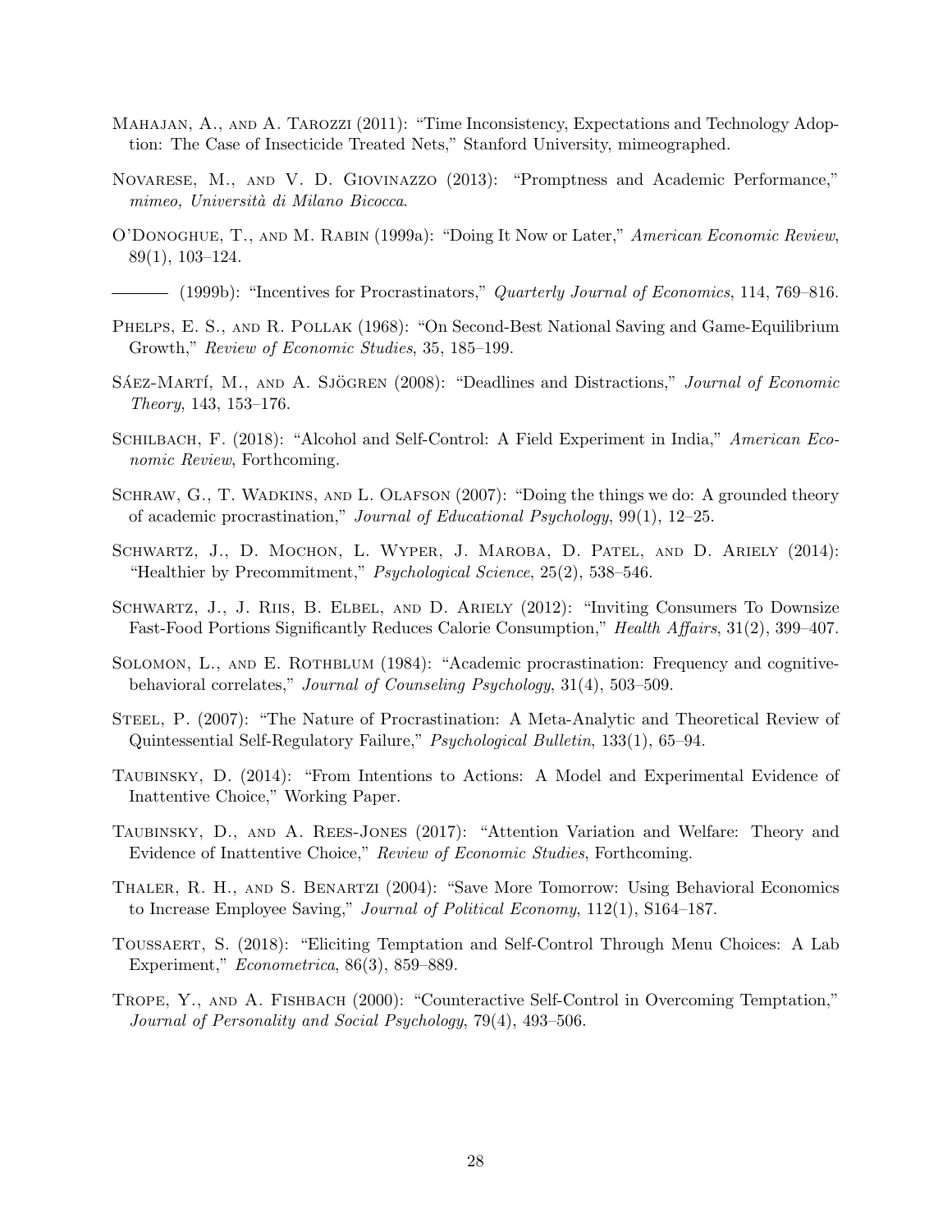Mahajan, A., and A. Tarozzi (2011): "Time Inconsistency, Expectations and Technology Adoption: The Case of Insecticide Treated Nets," Stanford University, mimeographed.

Novarese, M., and V. D. Giovinazzo (2013): "Promptness and Academic Performance," *mimeo, Università di Milano Bicocca*.

O'Donoghue, T., and M. Rabin (1999a): "Doing It Now or Later," *American Economic Review*, 89(1), 103–124.

——— (1999b): "Incentives for Procrastinators," *Quarterly Journal of Economics*, 114, 769–816.

Phelps, E. S., and R. Pollak (1968): "On Second-Best National Saving and Game-Equilibrium Growth," *Review of Economic Studies*, 35, 185–199.

Sáez-Martí, M., and A. Sjögren (2008): "Deadlines and Distractions," *Journal of Economic Theory*, 143, 153–176.

Schilbach, F. (2018): "Alcohol and Self-Control: A Field Experiment in India," *American Economic Review*, Forthcoming.

Schraw, G., T. Wadkins, and L. Olafson (2007): "Doing the things we do: A grounded theory of academic procrastination," *Journal of Educational Psychology*, 99(1), 12–25.

Schwartz, J., D. Mochon, L. Wyper, J. Maroba, D. Patel, and D. Ariely (2014): "Healthier by Precommitment," *Psychological Science*, 25(2), 538–546.

Schwartz, J., J. Riis, B. Elbel, and D. Ariely (2012): "Inviting Consumers To Downsize Fast-Food Portions Significantly Reduces Calorie Consumption," *Health Affairs*, 31(2), 399–407.

Solomon, L., and E. Rothblum (1984): "Academic procrastination: Frequency and cognitive-behavioral correlates," *Journal of Counseling Psychology*, 31(4), 503–509.

Steel, P. (2007): "The Nature of Procrastination: A Meta-Analytic and Theoretical Review of Quintessential Self-Regulatory Failure," *Psychological Bulletin*, 133(1), 65–94.

Taubinsky, D. (2014): "From Intentions to Actions: A Model and Experimental Evidence of Inattentive Choice," Working Paper.

Taubinsky, D., and A. Rees-Jones (2017): "Attention Variation and Welfare: Theory and Evidence of Inattentive Choice," *Review of Economic Studies*, Forthcoming.

Thaler, R. H., and S. Benartzi (2004): "Save More Tomorrow: Using Behavioral Economics to Increase Employee Saving," *Journal of Political Economy*, 112(1), S164–187.

Toussaert, S. (2018): "Eliciting Temptation and Self-Control Through Menu Choices: A Lab Experiment," *Econometrica*, 86(3), 859–889.

Trope, Y., and A. Fishbach (2000): "Counteractive Self-Control in Overcoming Temptation," *Journal of Personality and Social Psychology*, 79(4), 493–506.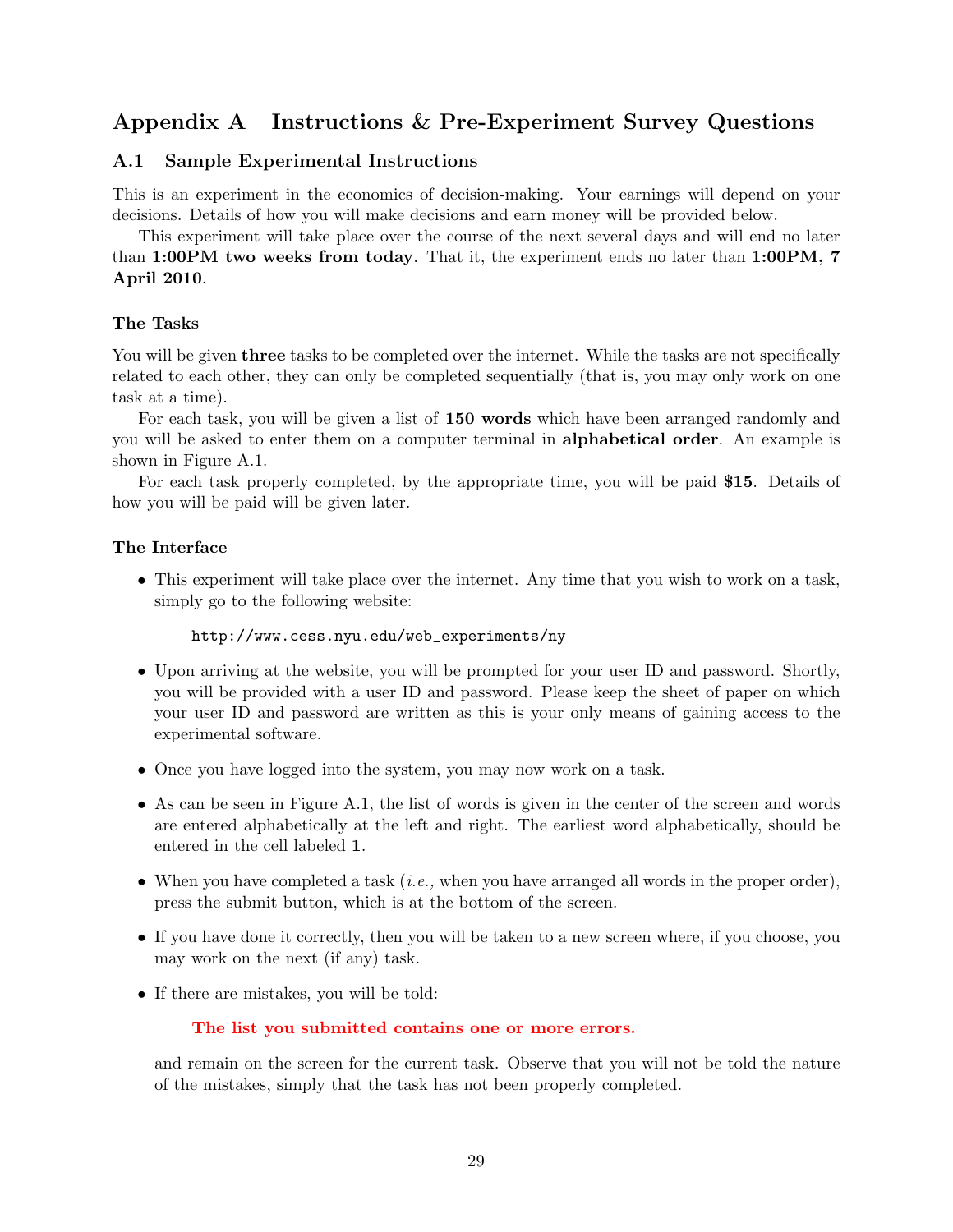# Appendix A Instructions & Pre-Experiment Survey Questions

## A.1 Sample Experimental Instructions

This is an experiment in the economics of decision-making. Your earnings will depend on your decisions. Details of how you will make decisions and earn money will be provided below.

This experiment will take place over the course of the next several days and will end no later than **1:00PM two weeks from today**. That it, the experiment ends no later than **1:00PM, 7 April 2010**.

### The Tasks

You will be given **three** tasks to be completed over the internet. While the tasks are not specifically related to each other, they can only be completed sequentially (that is, you may only work on one task at a time).

For each task, you will be given a list of **150 words** which have been arranged randomly and you will be asked to enter them on a computer terminal in **alphabetical order**. An example is shown in Figure A.1.

For each task properly completed, by the appropriate time, you will be paid **$15**. Details of how you will be paid will be given later.

### The Interface

- This experiment will take place over the internet. Any time that you wish to work on a task, simply go to the following website:

  `http://www.cess.nyu.edu/web_experiments/ny`

- Upon arriving at the website, you will be prompted for your user ID and password. Shortly, you will be provided with a user ID and password. Please keep the sheet of paper on which your user ID and password are written as this is your only means of gaining access to the experimental software.
- Once you have logged into the system, you may now work on a task.
- As can be seen in Figure A.1, the list of words is given in the center of the screen and words are entered alphabetically at the left and right. The earliest word alphabetically, should be entered in the cell labeled **1**.
- When you have completed a task (*i.e.,* when you have arranged all words in the proper order), press the submit button, which is at the bottom of the screen.
- If you have done it correctly, then you will be taken to a new screen where, if you choose, you may work on the next (if any) task.
- If there are mistakes, you will be told:

  **The list you submitted contains one or more errors.**

  and remain on the screen for the current task. Observe that you will not be told the nature of the mistakes, simply that the task has not been properly completed.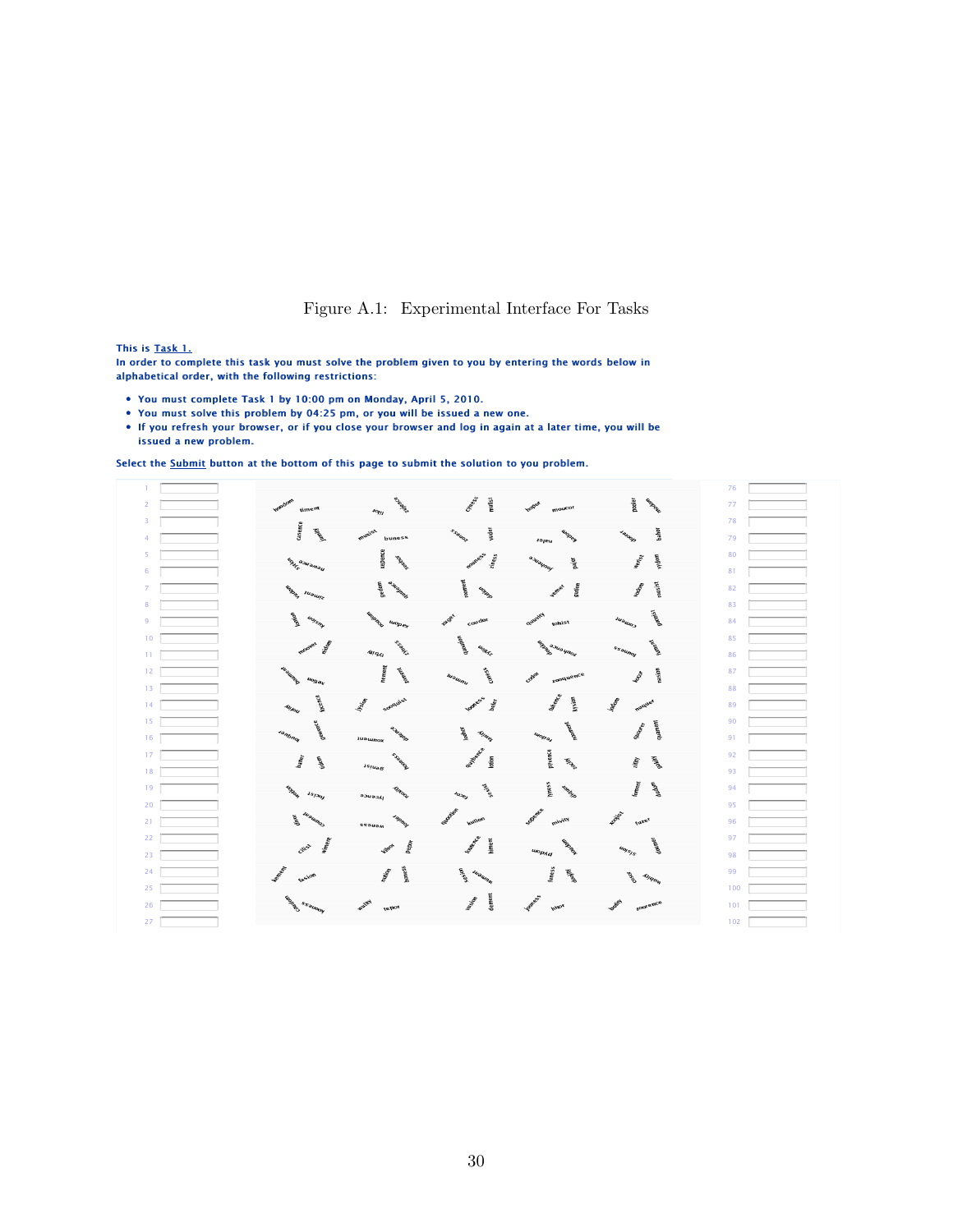Figure A.1: Experimental Interface For Tasks

**This is Task 1.**
**In order to complete this task you must solve the problem given to you by entering the words below in alphabetical order, with the following restrictions:**

- **You must complete Task 1 by 10:00 pm on Monday, April 5, 2010.**
- **You must solve this problem by 04:25 pm, or you will be issued a new one.**
- **If you refresh your browser, or if you close your browser and log in again at a later time, you will be issued a new problem.**

**Select the Submit button at the bottom of this page to submit the solution to you problem.**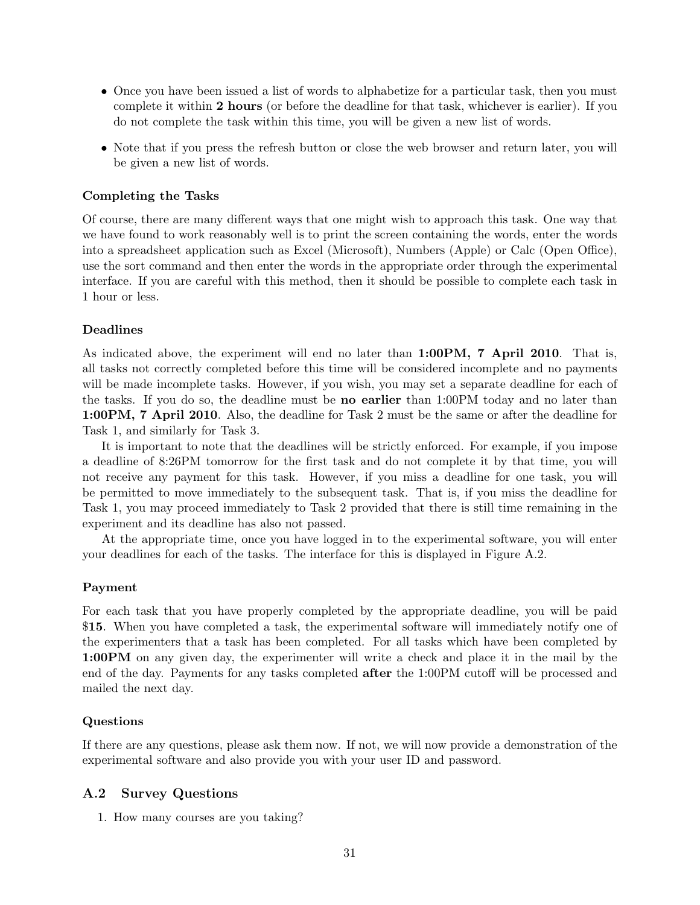- Once you have been issued a list of words to alphabetize for a particular task, then you must complete it within **2 hours** (or before the deadline for that task, whichever is earlier). If you do not complete the task within this time, you will be given a new list of words.
- Note that if you press the refresh button or close the web browser and return later, you will be given a new list of words.

**Completing the Tasks**

Of course, there are many different ways that one might wish to approach this task. One way that we have found to work reasonably well is to print the screen containing the words, enter the words into a spreadsheet application such as Excel (Microsoft), Numbers (Apple) or Calc (Open Office), use the sort command and then enter the words in the appropriate order through the experimental interface. If you are careful with this method, then it should be possible to complete each task in 1 hour or less.

**Deadlines**

As indicated above, the experiment will end no later than **1:00PM, 7 April 2010**. That is, all tasks not correctly completed before this time will be considered incomplete and no payments will be made incomplete tasks. However, if you wish, you may set a separate deadline for each of the tasks. If you do so, the deadline must be **no earlier** than 1:00PM today and no later than **1:00PM, 7 April 2010**. Also, the deadline for Task 2 must be the same or after the deadline for Task 1, and similarly for Task 3.

It is important to note that the deadlines will be strictly enforced. For example, if you impose a deadline of 8:26PM tomorrow for the first task and do not complete it by that time, you will not receive any payment for this task. However, if you miss a deadline for one task, you will be permitted to move immediately to the subsequent task. That is, if you miss the deadline for Task 1, you may proceed immediately to Task 2 provided that there is still time remaining in the experiment and its deadline has also not passed.

At the appropriate time, once you have logged in to the experimental software, you will enter your deadlines for each of the tasks. The interface for this is displayed in Figure A.2.

**Payment**

For each task that you have properly completed by the appropriate deadline, you will be paid $**15**. When you have completed a task, the experimental software will immediately notify one of the experimenters that a task has been completed. For all tasks which have been completed by **1:00PM** on any given day, the experimenter will write a check and place it in the mail by the end of the day. Payments for any tasks completed **after** the 1:00PM cutoff will be processed and mailed the next day.

**Questions**

If there are any questions, please ask them now. If not, we will now provide a demonstration of the experimental software and also provide you with your user ID and password.

## A.2 Survey Questions

1. How many courses are you taking?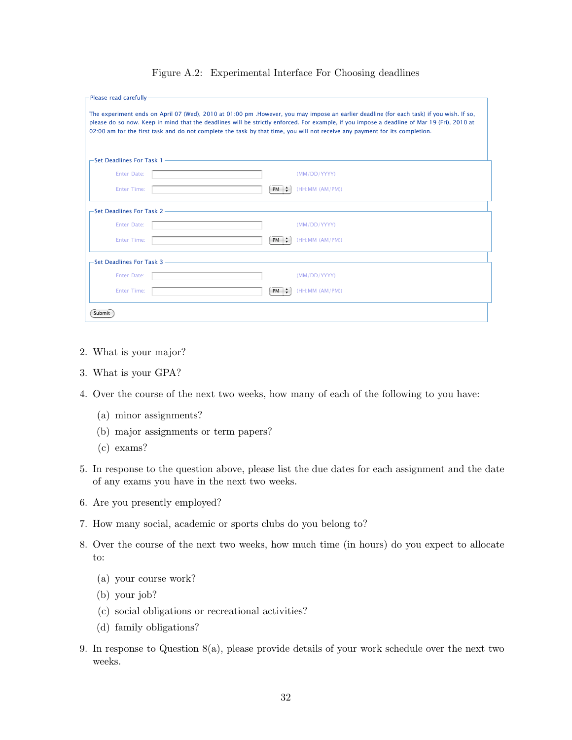Figure A.2: Experimental Interface For Choosing deadlines

Please read carefully

The experiment ends on April 07 (Wed), 2010 at 01:00 pm .However, you may impose an earlier deadline (for each task) if you wish. If so, please do so now. Keep in mind that the deadlines will be strictly enforced. For example, if you impose a deadline of Mar 19 (Fri), 2010 at 02:00 am for the first task and do not complete the task by that time, you will not receive any payment for its completion.

Set Deadlines For Task 1

Enter Date: (MM/DD/YYYY)

Enter Time: PM (HH:MM (AM/PM))

Set Deadlines For Task 2

Enter Date: (MM/DD/YYYY)

Enter Time: PM (HH:MM (AM/PM))

Set Deadlines For Task 3

Enter Date: (MM/DD/YYYY)

Enter Time: PM (HH:MM (AM/PM))

Submit

2. What is your major?

3. What is your GPA?

4. Over the course of the next two weeks, how many of each of the following to you have:

   (a) minor assignments?

   (b) major assignments or term papers?

   (c) exams?

5. In response to the question above, please list the due dates for each assignment and the date of any exams you have in the next two weeks.

6. Are you presently employed?

7. How many social, academic or sports clubs do you belong to?

8. Over the course of the next two weeks, how much time (in hours) do you expect to allocate to:

   (a) your course work?

   (b) your job?

   (c) social obligations or recreational activities?

   (d) family obligations?

9. In response to Question 8(a), please provide details of your work schedule over the next two weeks.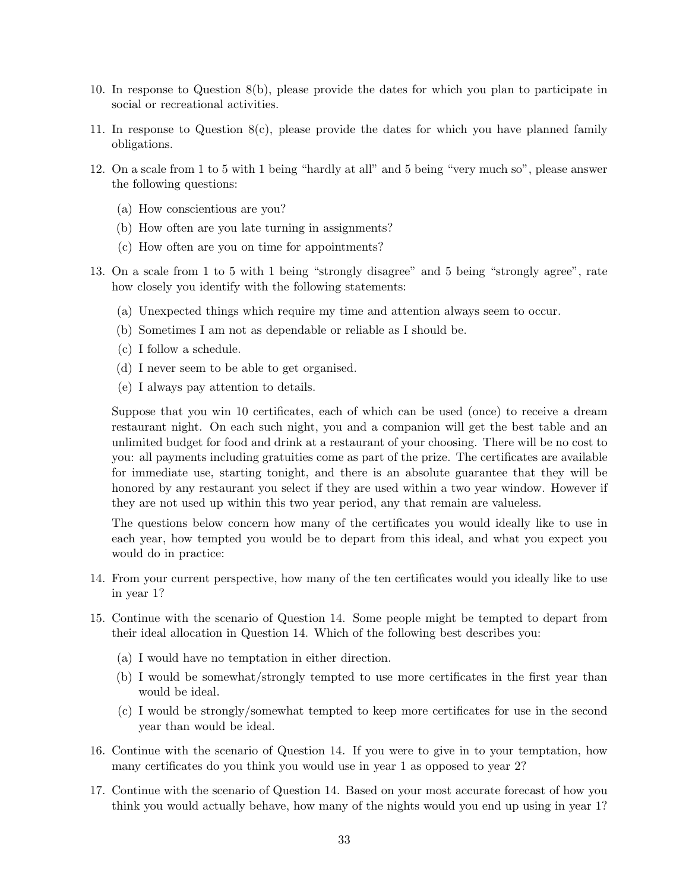10. In response to Question 8(b), please provide the dates for which you plan to participate in social or recreational activities.

11. In response to Question 8(c), please provide the dates for which you have planned family obligations.

12. On a scale from 1 to 5 with 1 being "hardly at all" and 5 being "very much so", please answer the following questions:

    (a) How conscientious are you?

    (b) How often are you late turning in assignments?

    (c) How often are you on time for appointments?

13. On a scale from 1 to 5 with 1 being "strongly disagree" and 5 being "strongly agree", rate how closely you identify with the following statements:

    (a) Unexpected things which require my time and attention always seem to occur.

    (b) Sometimes I am not as dependable or reliable as I should be.

    (c) I follow a schedule.

    (d) I never seem to be able to get organised.

    (e) I always pay attention to details.

    Suppose that you win 10 certificates, each of which can be used (once) to receive a dream restaurant night. On each such night, you and a companion will get the best table and an unlimited budget for food and drink at a restaurant of your choosing. There will be no cost to you: all payments including gratuities come as part of the prize. The certificates are available for immediate use, starting tonight, and there is an absolute guarantee that they will be honored by any restaurant you select if they are used within a two year window. However if they are not used up within this two year period, any that remain are valueless.

    The questions below concern how many of the certificates you would ideally like to use in each year, how tempted you would be to depart from this ideal, and what you expect you would do in practice:

14. From your current perspective, how many of the ten certificates would you ideally like to use in year 1?

15. Continue with the scenario of Question 14. Some people might be tempted to depart from their ideal allocation in Question 14. Which of the following best describes you:

    (a) I would have no temptation in either direction.

    (b) I would be somewhat/strongly tempted to use more certificates in the first year than would be ideal.

    (c) I would be strongly/somewhat tempted to keep more certificates for use in the second year than would be ideal.

16. Continue with the scenario of Question 14. If you were to give in to your temptation, how many certificates do you think you would use in year 1 as opposed to year 2?

17. Continue with the scenario of Question 14. Based on your most accurate forecast of how you think you would actually behave, how many of the nights would you end up using in year 1?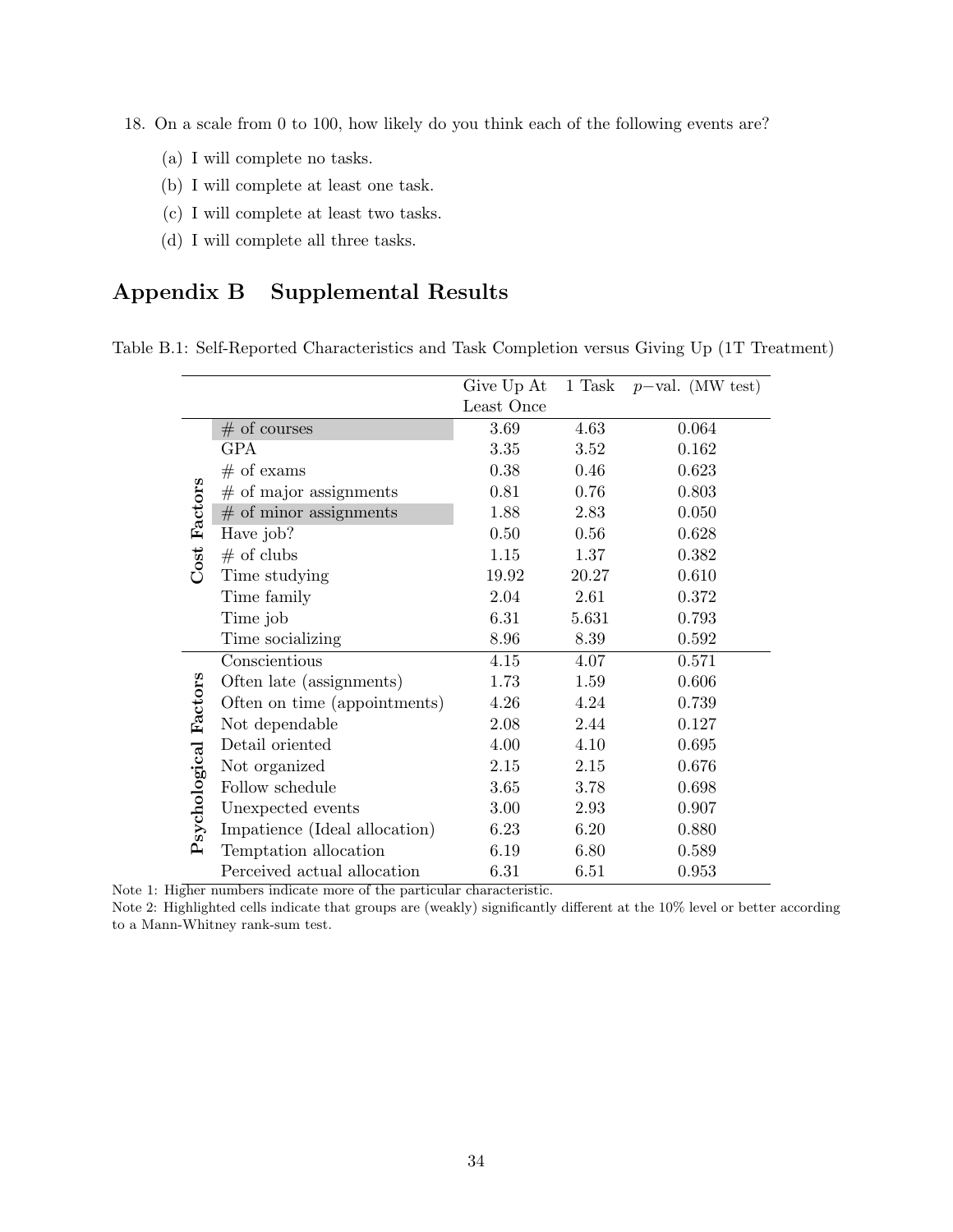18. On a scale from 0 to 100, how likely do you think each of the following events are?

    (a) I will complete no tasks.

    (b) I will complete at least one task.

    (c) I will complete at least two tasks.

    (d) I will complete all three tasks.

# Appendix B Supplemental Results

Table B.1: Self-Reported Characteristics and Task Completion versus Giving Up (1T Treatment)

| | | Give Up At Least Once | 1 Task | $p-$val. (MW test) |
|---|---|---|---|---|
| **Cost Factors** | # of courses | 3.69 | 4.63 | 0.064 |
| | GPA | 3.35 | 3.52 | 0.162 |
| | # of exams | 0.38 | 0.46 | 0.623 |
| | # of major assignments | 0.81 | 0.76 | 0.803 |
| | # of minor assignments | 1.88 | 2.83 | 0.050 |
| | Have job? | 0.50 | 0.56 | 0.628 |
| | # of clubs | 1.15 | 1.37 | 0.382 |
| | Time studying | 19.92 | 20.27 | 0.610 |
| | Time family | 2.04 | 2.61 | 0.372 |
| | Time job | 6.31 | 5.631 | 0.793 |
| | Time socializing | 8.96 | 8.39 | 0.592 |
| **Psychological Factors** | Conscientious | 4.15 | 4.07 | 0.571 |
| | Often late (assignments) | 1.73 | 1.59 | 0.606 |
| | Often on time (appointments) | 4.26 | 4.24 | 0.739 |
| | Not dependable | 2.08 | 2.44 | 0.127 |
| | Detail oriented | 4.00 | 4.10 | 0.695 |
| | Not organized | 2.15 | 2.15 | 0.676 |
| | Follow schedule | 3.65 | 3.78 | 0.698 |
| | Unexpected events | 3.00 | 2.93 | 0.907 |
| | Impatience (Ideal allocation) | 6.23 | 6.20 | 0.880 |
| | Temptation allocation | 6.19 | 6.80 | 0.589 |
| | Perceived actual allocation | 6.31 | 6.51 | 0.953 |

Note 1: Higher numbers indicate more of the particular characteristic.

Note 2: Highlighted cells indicate that groups are (weakly) significantly different at the 10% level or better according to a Mann-Whitney rank-sum test.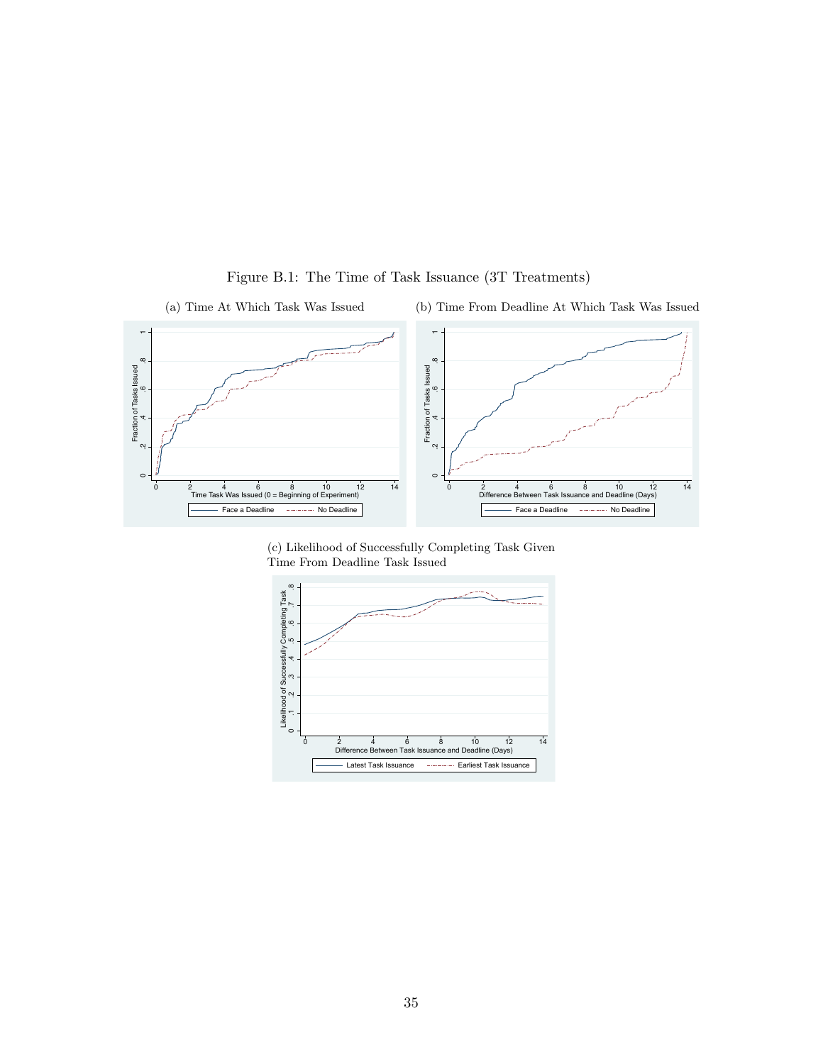Figure B.1: The Time of Task Issuance (3T Treatments)

(a) Time At Which Task Was Issued

Fraction of Tasks Issued

0 .2 .4 .6 .8 1

0 2 4 6 8 10 12 14

Time Task Was Issued (0 = Beginning of Experiment)

Face a Deadline — No Deadline

(b) Time From Deadline At Which Task Was Issued

Fraction of Tasks Issued

0 .2 .4 .6 .8 1

0 2 4 6 8 10 12 14

Difference Between Task Issuance and Deadline (Days)

Face a Deadline — No Deadline

(c) Likelihood of Successfully Completing Task Given Time From Deadline Task Issued

Likelihood of Successfully Completing Task

0 .1 .2 .3 .4 .5 .6 .7 .8

0 2 4 6 8 10 12 14

Difference Between Task Issuance and Deadline (Days)

Latest Task Issuance — Earliest Task Issuance